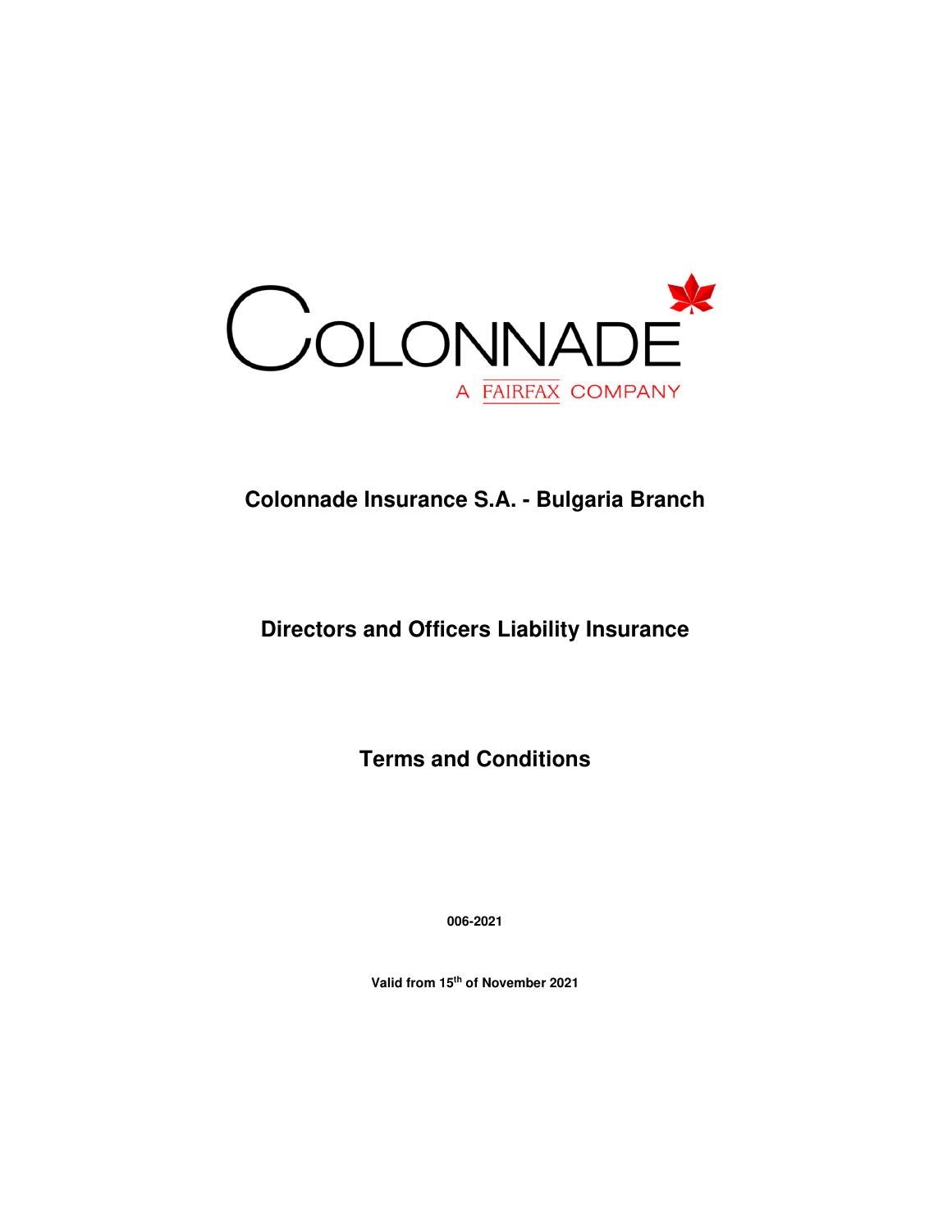COLONNADE

A FAIRFAX COMPANY

# Colonnade Insurance S.A. - Bulgaria Branch

## Directors and Officers Liability Insurance

## Terms and Conditions

**006-2021**

**Valid from 15th of November 2021**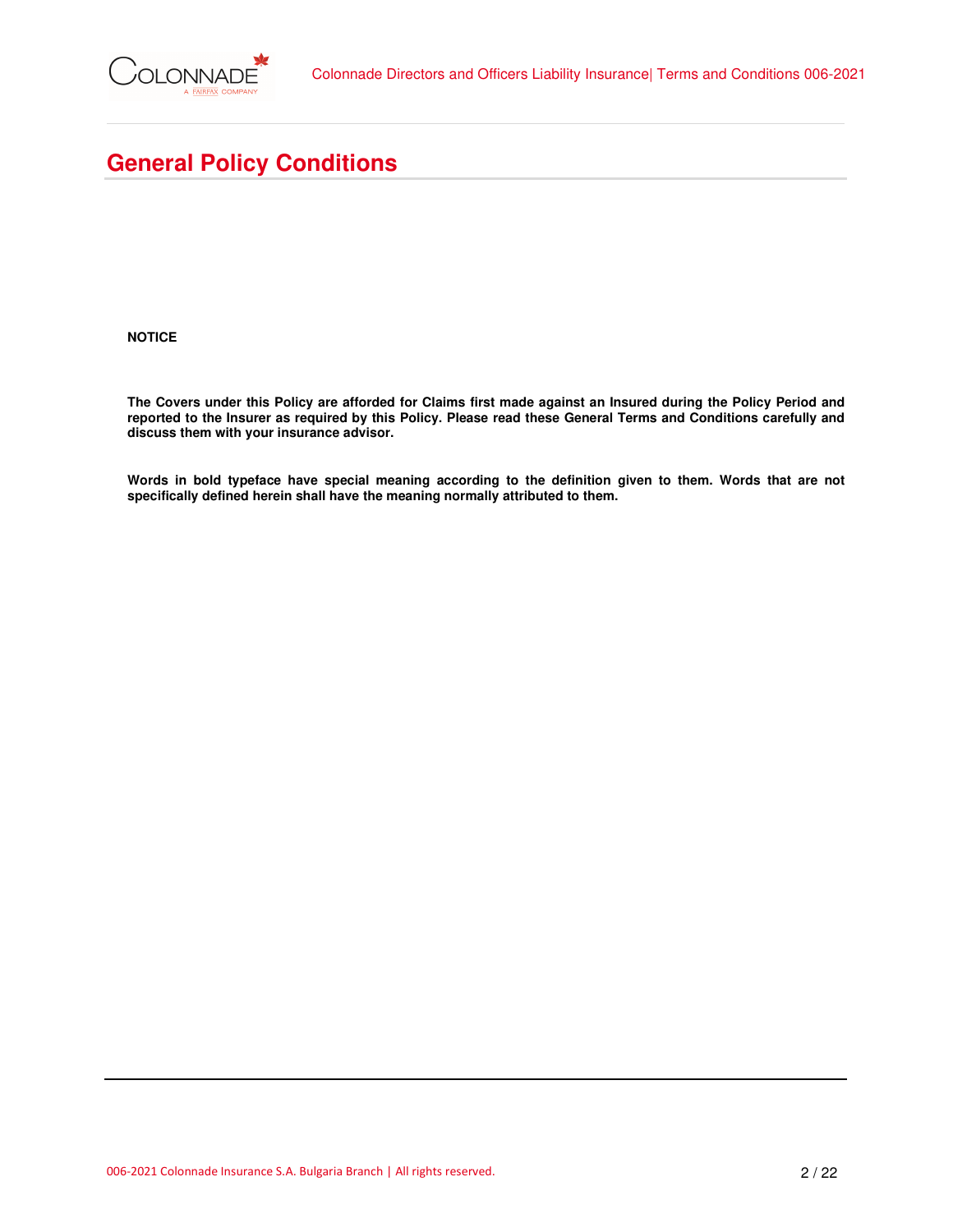# General Policy Conditions

**NOTICE**

**The Covers under this Policy are afforded for Claims first made against an Insured during the Policy Period and reported to the Insurer as required by this Policy. Please read these General Terms and Conditions carefully and discuss them with your insurance advisor.**

**Words in bold typeface have special meaning according to the definition given to them. Words that are not specifically defined herein shall have the meaning normally attributed to them.**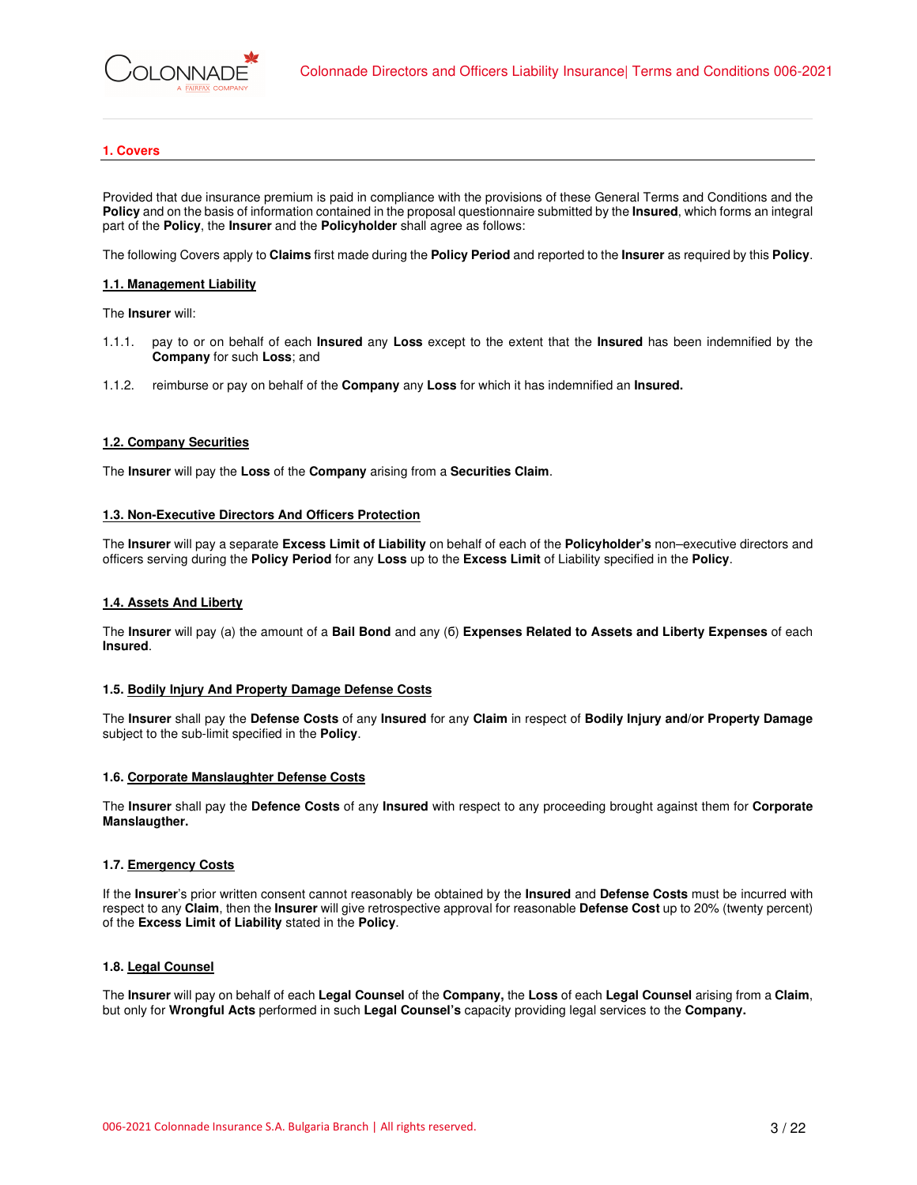## 1. Covers

Provided that due insurance premium is paid in compliance with the provisions of these General Terms and Conditions and the **Policy** and on the basis of information contained in the proposal questionnaire submitted by the **Insured**, which forms an integral part of the **Policy**, the **Insurer** and the **Policyholder** shall agree as follows:

The following Covers apply to **Claims** first made during the **Policy Period** and reported to the **Insurer** as required by this **Policy**.

### 1.1. Management Liability

The **Insurer** will:

1.1.1. pay to or on behalf of each **Insured** any **Loss** except to the extent that the **Insured** has been indemnified by the **Company** for such **Loss**; and

1.1.2. reimburse or pay on behalf of the **Company** any **Loss** for which it has indemnified an **Insured.**

### 1.2. Company Securities

The **Insurer** will pay the **Loss** of the **Company** arising from a **Securities Claim**.

### 1.3. Non-Executive Directors And Officers Protection

The **Insurer** will pay a separate **Excess Limit of Liability** on behalf of each of the **Policyholder's** non–executive directors and officers serving during the **Policy Period** for any **Loss** up to the **Excess Limit** of Liability specified in the **Policy**.

### 1.4. Assets And Liberty

The **Insurer** will pay (a) the amount of a **Bail Bond** and any (6) **Expenses Related to Assets and Liberty Expenses** of each **Insured**.

### 1.5. Bodily Injury And Property Damage Defense Costs

The **Insurer** shall pay the **Defense Costs** of any **Insured** for any **Claim** in respect of **Bodily Injury and/or Property Damage** subject to the sub-limit specified in the **Policy**.

### 1.6. Corporate Manslaughter Defense Costs

The **Insurer** shall pay the **Defence Costs** of any **Insured** with respect to any proceeding brought against them for **Corporate Manslaugther.**

### 1.7. Emergency Costs

If the **Insurer**'s prior written consent cannot reasonably be obtained by the **Insured** and **Defense Costs** must be incurred with respect to any **Claim**, then the **Insurer** will give retrospective approval for reasonable **Defense Cost** up to 20% (twenty percent) of the **Excess Limit of Liability** stated in the **Policy**.

### 1.8. Legal Counsel

The **Insurer** will pay on behalf of each **Legal Counsel** of the **Company,** the **Loss** of each **Legal Counsel** arising from a **Claim**, but only for **Wrongful Acts** performed in such **Legal Counsel's** capacity providing legal services to the **Company.**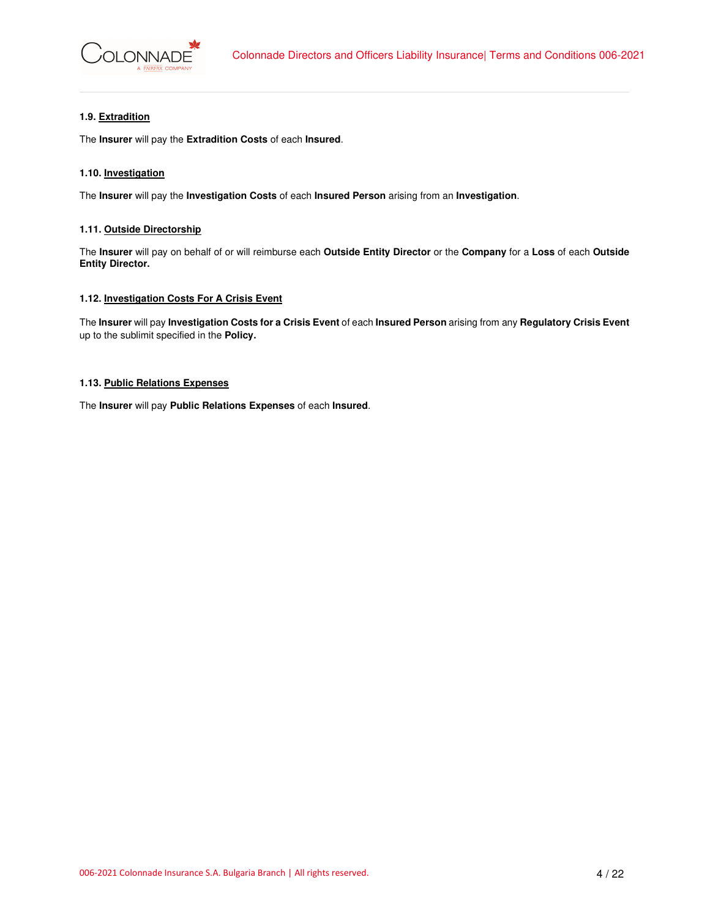### 1.9. Extradition

The **Insurer** will pay the **Extradition Costs** of each **Insured**.

### 1.10. Investigation

The **Insurer** will pay the **Investigation Costs** of each **Insured Person** arising from an **Investigation**.

### 1.11. Outside Directorship

The **Insurer** will pay on behalf of or will reimburse each **Outside Entity Director** or the **Company** for a **Loss** of each **Outside Entity Director.**

### 1.12. Investigation Costs For A Crisis Event

The **Insurer** will pay **Investigation Costs for a Crisis Event** of each **Insured Person** arising from any **Regulatory Crisis Event** up to the sublimit specified in the **Policy.**

### 1.13. Public Relations Expenses

The **Insurer** will pay **Public Relations Expenses** of each **Insured**.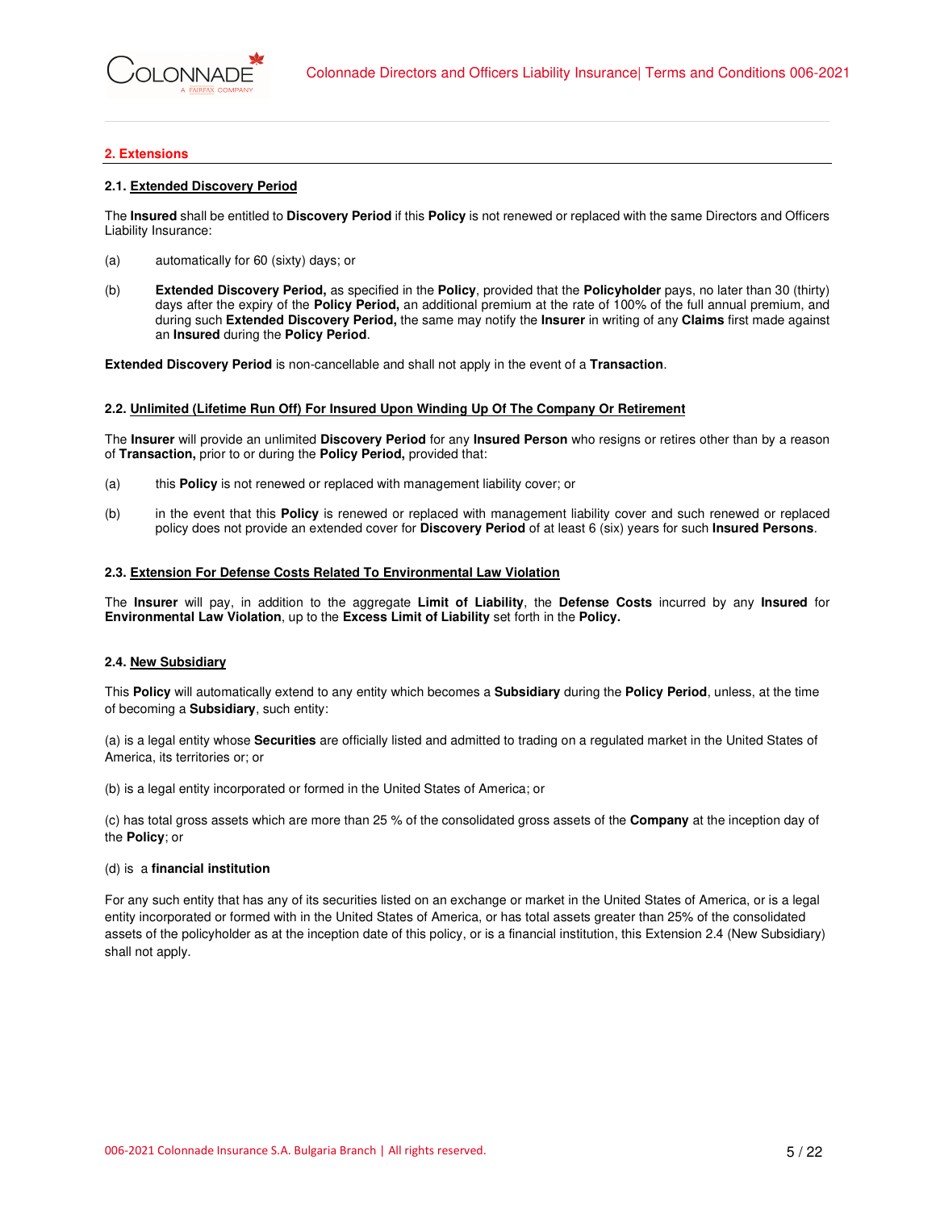## 2. Extensions

### 2.1. Extended Discovery Period

The **Insured** shall be entitled to **Discovery Period** if this **Policy** is not renewed or replaced with the same Directors and Officers Liability Insurance:

(a) automatically for 60 (sixty) days; or

(b) **Extended Discovery Period,** as specified in the **Policy**, provided that the **Policyholder** pays, no later than 30 (thirty) days after the expiry of the **Policy Period,** an additional premium at the rate of 100% of the full annual premium, and during such **Extended Discovery Period,** the same may notify the **Insurer** in writing of any **Claims** first made against an **Insured** during the **Policy Period**.

**Extended Discovery Period** is non-cancellable and shall not apply in the event of a **Transaction**.

### 2.2. Unlimited (Lifetime Run Off) For Insured Upon Winding Up Of The Company Or Retirement

The **Insurer** will provide an unlimited **Discovery Period** for any **Insured Person** who resigns or retires other than by a reason of **Transaction,** prior to or during the **Policy Period,** provided that:

(a) this **Policy** is not renewed or replaced with management liability cover; or

(b) in the event that this **Policy** is renewed or replaced with management liability cover and such renewed or replaced policy does not provide an extended cover for **Discovery Period** of at least 6 (six) years for such **Insured Persons**.

### 2.3. Extension For Defense Costs Related To Environmental Law Violation

The **Insurer** will pay, in addition to the aggregate **Limit of Liability**, the **Defense Costs** incurred by any **Insured** for **Environmental Law Violation**, up to the **Excess Limit of Liability** set forth in the **Policy.**

### 2.4. New Subsidiary

This **Policy** will automatically extend to any entity which becomes a **Subsidiary** during the **Policy Period**, unless, at the time of becoming a **Subsidiary**, such entity:

(a) is a legal entity whose **Securities** are officially listed and admitted to trading on a regulated market in the United States of America, its territories or; or

(b) is a legal entity incorporated or formed in the United States of America; or

(c) has total gross assets which are more than 25 % of the consolidated gross assets of the **Company** at the inception day of the **Policy**; or

(d) is a **financial institution**

For any such entity that has any of its securities listed on an exchange or market in the United States of America, or is a legal entity incorporated or formed with in the United States of America, or has total assets greater than 25% of the consolidated assets of the policyholder as at the inception date of this policy, or is a financial institution, this Extension 2.4 (New Subsidiary) shall not apply.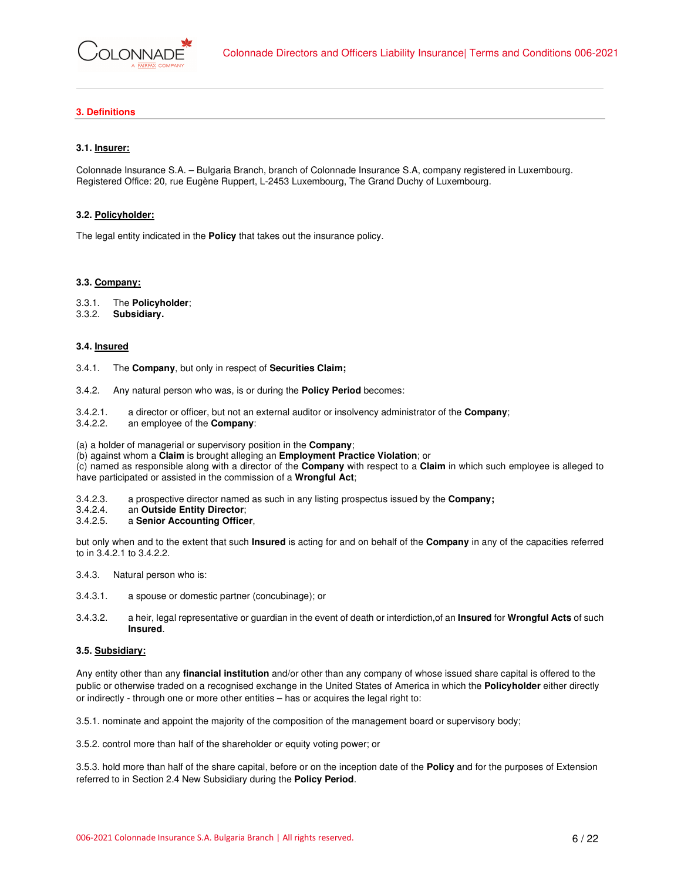## 3. Definitions

### 3.1. Insurer:

Colonnade Insurance S.A. – Bulgaria Branch, branch of Colonnade Insurance S.A, company registered in Luxembourg. Registered Office: 20, rue Eugène Ruppert, L-2453 Luxembourg, The Grand Duchy of Luxembourg.

### 3.2. Policyholder:

The legal entity indicated in the **Policy** that takes out the insurance policy.

### 3.3. Company:

3.3.1. The **Policyholder**;
3.3.2. **Subsidiary.**

### 3.4. Insured

3.4.1. The **Company**, but only in respect of **Securities Claim;**

3.4.2. Any natural person who was, is or during the **Policy Period** becomes:

3.4.2.1. a director or officer, but not an external auditor or insolvency administrator of the **Company**;
3.4.2.2. an employee of the **Company**:

(a) a holder of managerial or supervisory position in the **Company**;
(b) against whom a **Claim** is brought alleging an **Employment Practice Violation**; or
(c) named as responsible along with a director of the **Company** with respect to a **Claim** in which such employee is alleged to have participated or assisted in the commission of a **Wrongful Act**;

3.4.2.3. a prospective director named as such in any listing prospectus issued by the **Company;**
3.4.2.4. an **Outside Entity Director**;
3.4.2.5. a **Senior Accounting Officer**,

but only when and to the extent that such **Insured** is acting for and on behalf of the **Company** in any of the capacities referred to in 3.4.2.1 to 3.4.2.2.

3.4.3. Natural person who is:

3.4.3.1. a spouse or domestic partner (concubinage); or

3.4.3.2. a heir, legal representative or guardian in the event of death or interdiction,of an **Insured** for **Wrongful Acts** of such **Insured**.

### 3.5. Subsidiary:

Any entity other than any **financial institution** and/or other than any company of whose issued share capital is offered to the public or otherwise traded on a recognised exchange in the United States of America in which the **Policyholder** either directly or indirectly - through one or more other entities – has or acquires the legal right to:

3.5.1. nominate and appoint the majority of the composition of the management board or supervisory body;

3.5.2. control more than half of the shareholder or equity voting power; or

3.5.3. hold more than half of the share capital, before or on the inception date of the **Policy** and for the purposes of Extension referred to in Section 2.4 New Subsidiary during the **Policy Period**.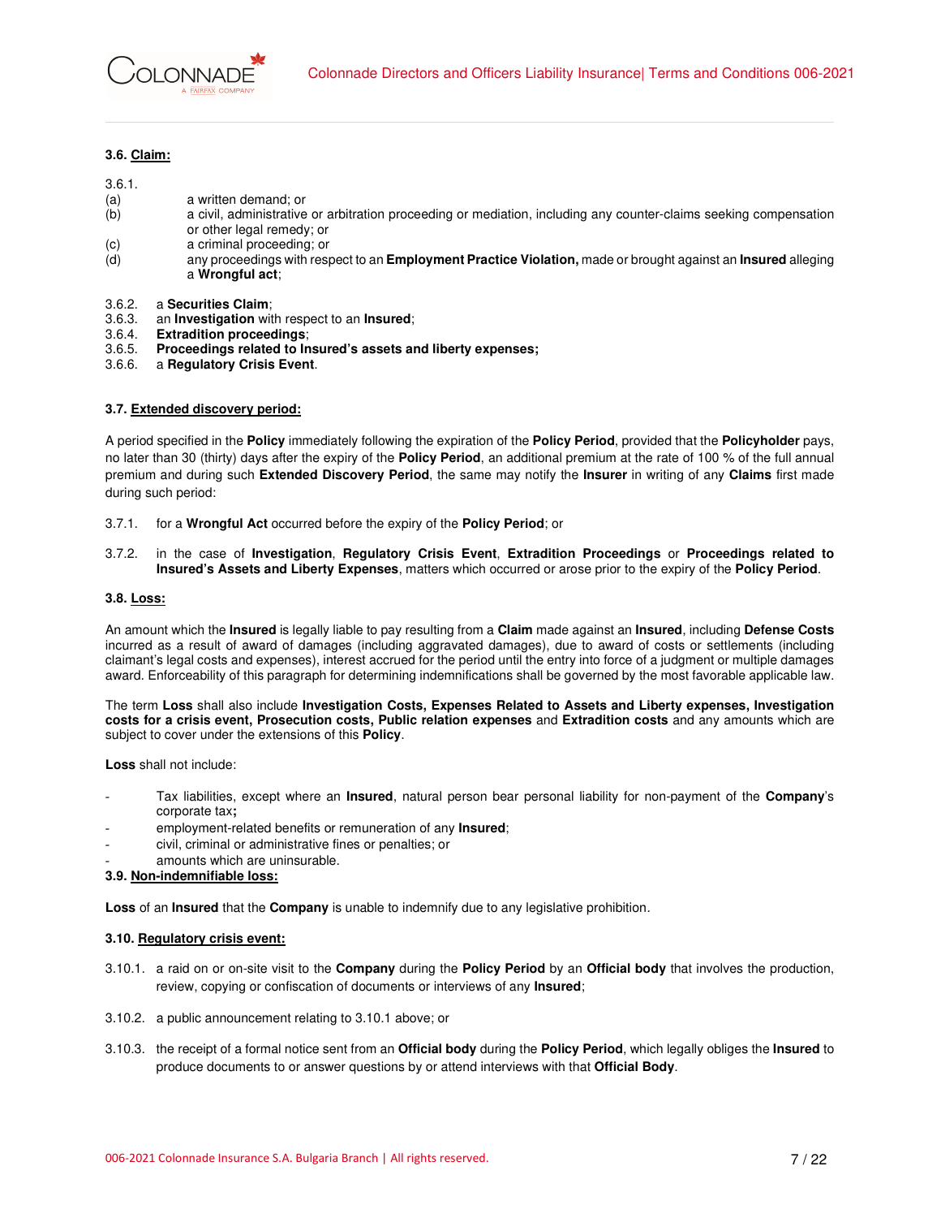### 3.6. Claim:

3.6.1.

(a) a written demand; or

(b) a civil, administrative or arbitration proceeding or mediation, including any counter-claims seeking compensation or other legal remedy; or

(c) a criminal proceeding; or

(d) any proceedings with respect to an **Employment Practice Violation,** made or brought against an **Insured** alleging a **Wrongful act**;

3.6.2. a **Securities Claim**;

3.6.3. an **Investigation** with respect to an **Insured**;

3.6.4. **Extradition proceedings**;

3.6.5. **Proceedings related to Insured's assets and liberty expenses;**

3.6.6. a **Regulatory Crisis Event**.

### 3.7. Extended discovery period:

A period specified in the **Policy** immediately following the expiration of the **Policy Period**, provided that the **Policyholder** pays, no later than 30 (thirty) days after the expiry of the **Policy Period**, an additional premium at the rate of 100 % of the full annual premium and during such **Extended Discovery Period**, the same may notify the **Insurer** in writing of any **Claims** first made during such period:

3.7.1. for a **Wrongful Act** occurred before the expiry of the **Policy Period**; or

3.7.2. in the case of **Investigation**, **Regulatory Crisis Event**, **Extradition Proceedings** or **Proceedings related to Insured's Assets and Liberty Expenses**, matters which occurred or arose prior to the expiry of the **Policy Period**.

### 3.8. Loss:

An amount which the **Insured** is legally liable to pay resulting from a **Claim** made against an **Insured**, including **Defense Costs** incurred as a result of award of damages (including aggravated damages), due to award of costs or settlements (including claimant's legal costs and expenses), interest accrued for the period until the entry into force of a judgment or multiple damages award. Enforceability of this paragraph for determining indemnifications shall be governed by the most favorable applicable law.

The term **Loss** shall also include **Investigation Costs, Expenses Related to Assets and Liberty expenses, Investigation costs for a crisis event, Prosecution costs, Public relation expenses** and **Extradition costs** and any amounts which are subject to cover under the extensions of this **Policy**.

**Loss** shall not include:

- Tax liabilities, except where an **Insured**, natural person bear personal liability for non-payment of the **Company**'s corporate tax**;**
- employment-related benefits or remuneration of any **Insured**;
- civil, criminal or administrative fines or penalties; or
- amounts which are uninsurable.

### 3.9. Non-indemnifiable loss:

**Loss** of an **Insured** that the **Company** is unable to indemnify due to any legislative prohibition.

### 3.10. Regulatory crisis event:

3.10.1. a raid on or on-site visit to the **Company** during the **Policy Period** by an **Official body** that involves the production, review, copying or confiscation of documents or interviews of any **Insured**;

3.10.2. a public announcement relating to 3.10.1 above; or

3.10.3. the receipt of a formal notice sent from an **Official body** during the **Policy Period**, which legally obliges the **Insured** to produce documents to or answer questions by or attend interviews with that **Official Body**.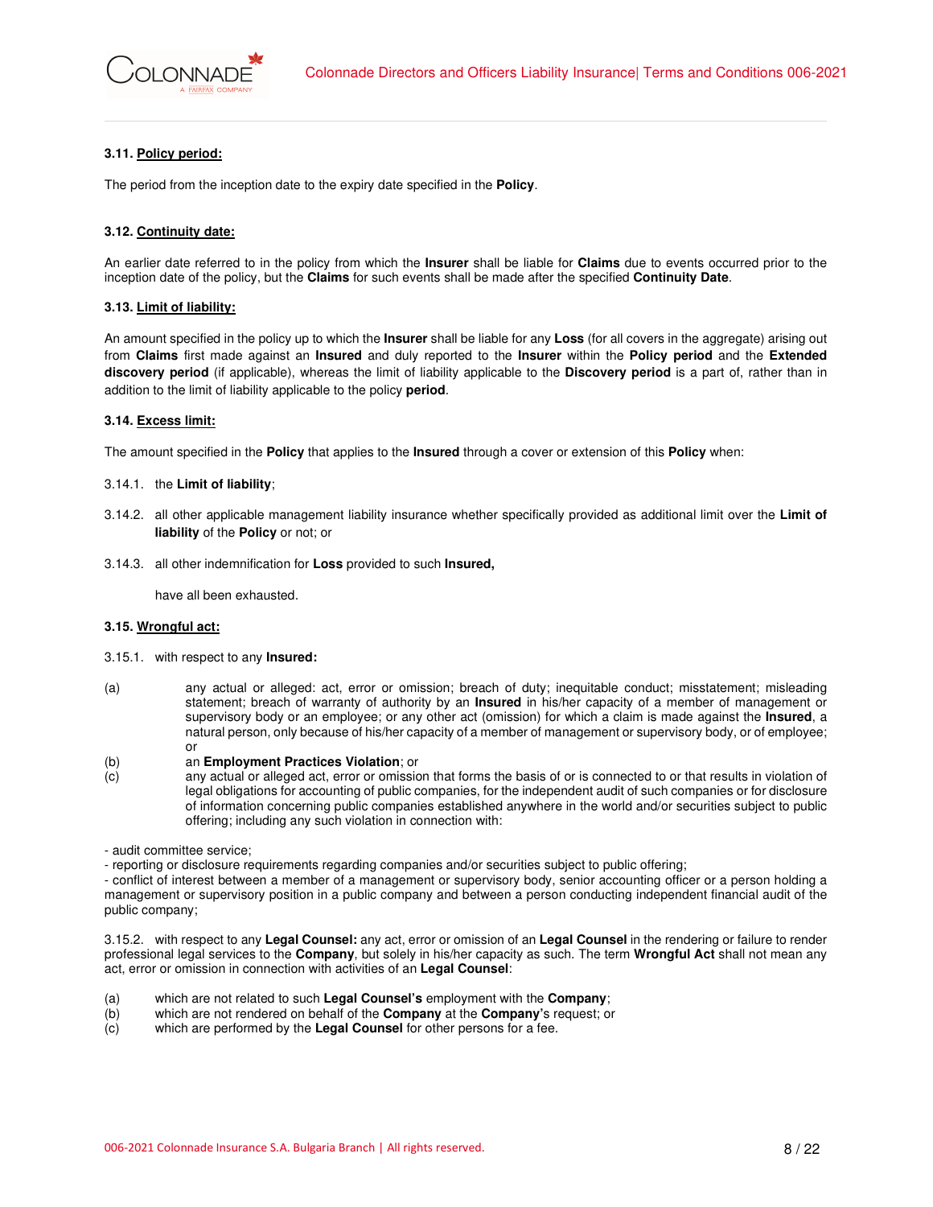### 3.11. Policy period:

The period from the inception date to the expiry date specified in the **Policy**.

### 3.12. Continuity date:

An earlier date referred to in the policy from which the **Insurer** shall be liable for **Claims** due to events occurred prior to the inception date of the policy, but the **Claims** for such events shall be made after the specified **Continuity Date**.

### 3.13. Limit of liability:

An amount specified in the policy up to which the **Insurer** shall be liable for any **Loss** (for all covers in the aggregate) arising out from **Claims** first made against an **Insured** and duly reported to the **Insurer** within the **Policy period** and the **Extended discovery period** (if applicable), whereas the limit of liability applicable to the **Discovery period** is a part of, rather than in addition to the limit of liability applicable to the policy **period**.

### 3.14. Excess limit:

The amount specified in the **Policy** that applies to the **Insured** through a cover or extension of this **Policy** when:

3.14.1. the **Limit of liability**;

3.14.2. all other applicable management liability insurance whether specifically provided as additional limit over the **Limit of liability** of the **Policy** or not; or

3.14.3. all other indemnification for **Loss** provided to such **Insured,**

have all been exhausted.

### 3.15. Wrongful act:

3.15.1. with respect to any **Insured:**

(a) any actual or alleged: act, error or omission; breach of duty; inequitable conduct; misstatement; misleading statement; breach of warranty of authority by an **Insured** in his/her capacity of a member of management or supervisory body or an employee; or any other act (omission) for which a claim is made against the **Insured**, a natural person, only because of his/her capacity of a member of management or supervisory body, or of employee; or

(b) an **Employment Practices Violation**; or

(c) any actual or alleged act, error or omission that forms the basis of or is connected to or that results in violation of legal obligations for accounting of public companies, for the independent audit of such companies or for disclosure of information concerning public companies established anywhere in the world and/or securities subject to public offering; including any such violation in connection with:

- audit committee service;
- reporting or disclosure requirements regarding companies and/or securities subject to public offering;
- conflict of interest between a member of a management or supervisory body, senior accounting officer or a person holding a management or supervisory position in a public company and between a person conducting independent financial audit of the public company;

3.15.2. with respect to any **Legal Counsel:** any act, error or omission of an **Legal Counsel** in the rendering or failure to render professional legal services to the **Company**, but solely in his/her capacity as such. The term **Wrongful Act** shall not mean any act, error or omission in connection with activities of an **Legal Counsel**:

(a) which are not related to such **Legal Counsel's** employment with the **Company**;
(b) which are not rendered on behalf of the **Company** at the **Company's** request; or
(c) which are performed by the **Legal Counsel** for other persons for a fee.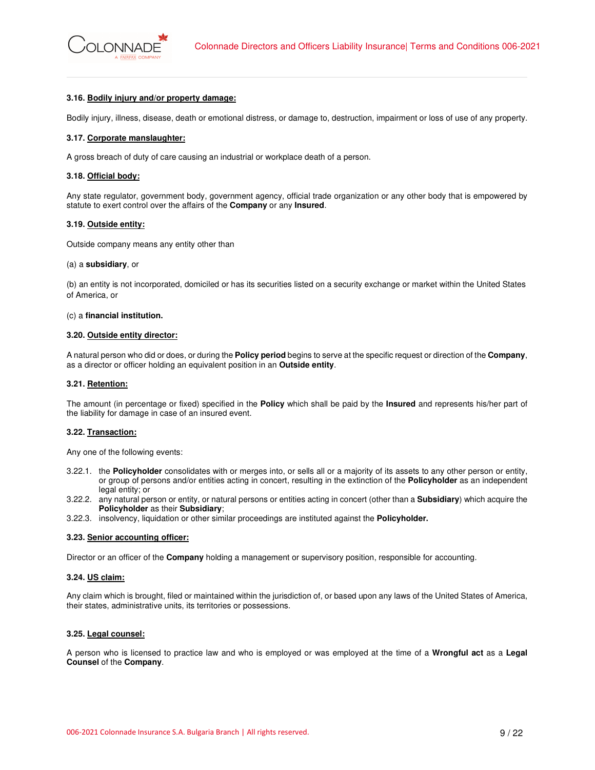### 3.16. **Bodily injury and/or property damage:**

Bodily injury, illness, disease, death or emotional distress, or damage to, destruction, impairment or loss of use of any property.

### 3.17. **Corporate manslaughter:**

A gross breach of duty of care causing an industrial or workplace death of a person.

### 3.18. **Official body:**

Any state regulator, government body, government agency, official trade organization or any other body that is empowered by statute to exert control over the affairs of the **Company** or any **Insured**.

### 3.19. **Outside entity:**

Outside company means any entity other than

(a) a **subsidiary**, or

(b) an entity is not incorporated, domiciled or has its securities listed on a security exchange or market within the United States of America, or

(c) a **financial institution.**

### 3.20. **Outside entity director:**

A natural person who did or does, or during the **Policy period** begins to serve at the specific request or direction of the **Company**, as a director or officer holding an equivalent position in an **Outside entity**.

### 3.21. **Retention:**

The amount (in percentage or fixed) specified in the **Policy** which shall be paid by the **Insured** and represents his/her part of the liability for damage in case of an insured event.

### 3.22. **Transaction:**

Any one of the following events:

3.22.1. the **Policyholder** consolidates with or merges into, or sells all or a majority of its assets to any other person or entity, or group of persons and/or entities acting in concert, resulting in the extinction of the **Policyholder** as an independent legal entity; or

3.22.2. any natural person or entity, or natural persons or entities acting in concert (other than a **Subsidiary**) which acquire the **Policyholder** as their **Subsidiary**;

3.22.3. insolvency, liquidation or other similar proceedings are instituted against the **Policyholder.**

### 3.23. **Senior accounting officer:**

Director or an officer of the **Company** holding a management or supervisory position, responsible for accounting.

### 3.24. **US claim:**

Any claim which is brought, filed or maintained within the jurisdiction of, or based upon any laws of the United States of America, their states, administrative units, its territories or possessions.

### 3.25. **Legal counsel:**

A person who is licensed to practice law and who is employed or was employed at the time of a **Wrongful act** as a **Legal Counsel** of the **Company**.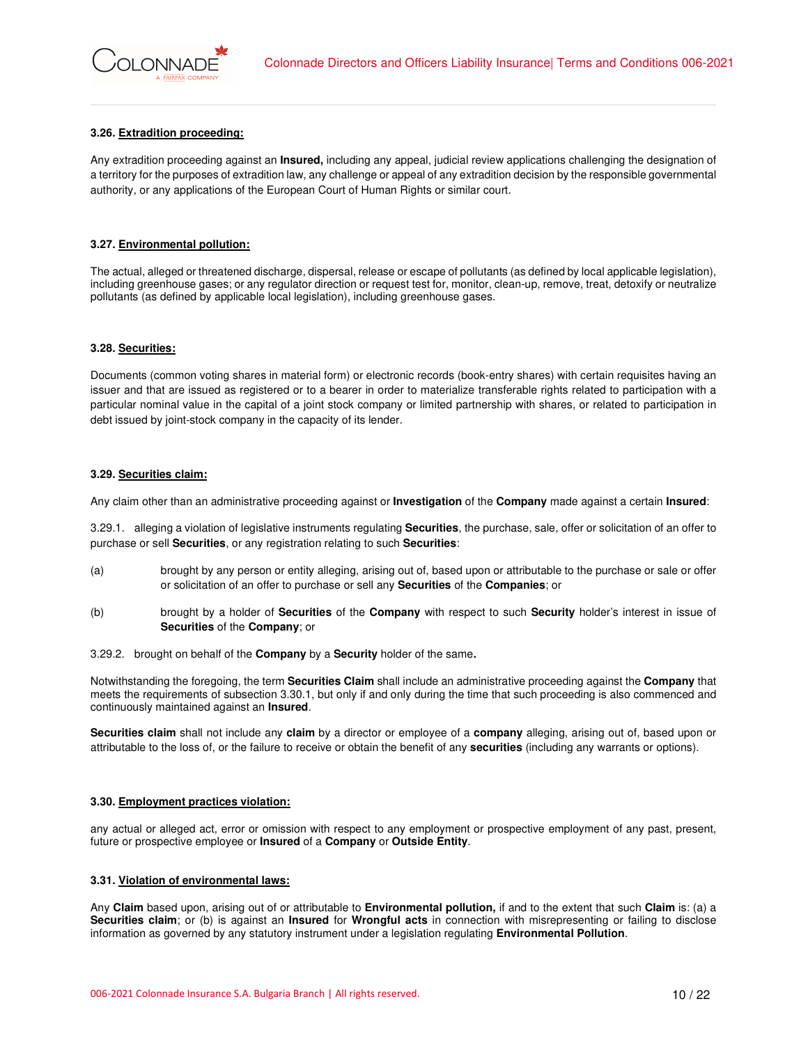### 3.26. Extradition proceeding:

Any extradition proceeding against an **Insured,** including any appeal, judicial review applications challenging the designation of a territory for the purposes of extradition law, any challenge or appeal of any extradition decision by the responsible governmental authority, or any applications of the European Court of Human Rights or similar court.

### 3.27. Environmental pollution:

The actual, alleged or threatened discharge, dispersal, release or escape of pollutants (as defined by local applicable legislation), including greenhouse gases; or any regulator direction or request test for, monitor, clean-up, remove, treat, detoxify or neutralize pollutants (as defined by applicable local legislation), including greenhouse gases.

### 3.28. Securities:

Documents (common voting shares in material form) or electronic records (book-entry shares) with certain requisites having an issuer and that are issued as registered or to a bearer in order to materialize transferable rights related to participation with a particular nominal value in the capital of a joint stock company or limited partnership with shares, or related to participation in debt issued by joint-stock company in the capacity of its lender.

### 3.29. Securities claim:

Any claim other than an administrative proceeding against or **Investigation** of the **Company** made against a certain **Insured**:

3.29.1. alleging a violation of legislative instruments regulating **Securities**, the purchase, sale, offer or solicitation of an offer to purchase or sell **Securities**, or any registration relating to such **Securities**:

(a) brought by any person or entity alleging, arising out of, based upon or attributable to the purchase or sale or offer or solicitation of an offer to purchase or sell any **Securities** of the **Companies**; or

(b) brought by a holder of **Securities** of the **Company** with respect to such **Security** holder's interest in issue of **Securities** of the **Company**; or

3.29.2. brought on behalf of the **Company** by a **Security** holder of the same**.**

Notwithstanding the foregoing, the term **Securities Claim** shall include an administrative proceeding against the **Company** that meets the requirements of subsection 3.30.1, but only if and only during the time that such proceeding is also commenced and continuously maintained against an **Insured**.

**Securities claim** shall not include any **claim** by a director or employee of a **company** alleging, arising out of, based upon or attributable to the loss of, or the failure to receive or obtain the benefit of any **securities** (including any warrants or options).

### 3.30. Employment practices violation:

any actual or alleged act, error or omission with respect to any employment or prospective employment of any past, present, future or prospective employee or **Insured** of a **Company** or **Outside Entity**.

### 3.31. Violation of environmental laws:

Any **Claim** based upon, arising out of or attributable to **Environmental pollution,** if and to the extent that such **Claim** is: (a) a **Securities claim**; or (b) is against an **Insured** for **Wrongful acts** in connection with misrepresenting or failing to disclose information as governed by any statutory instrument under a legislation regulating **Environmental Pollution**.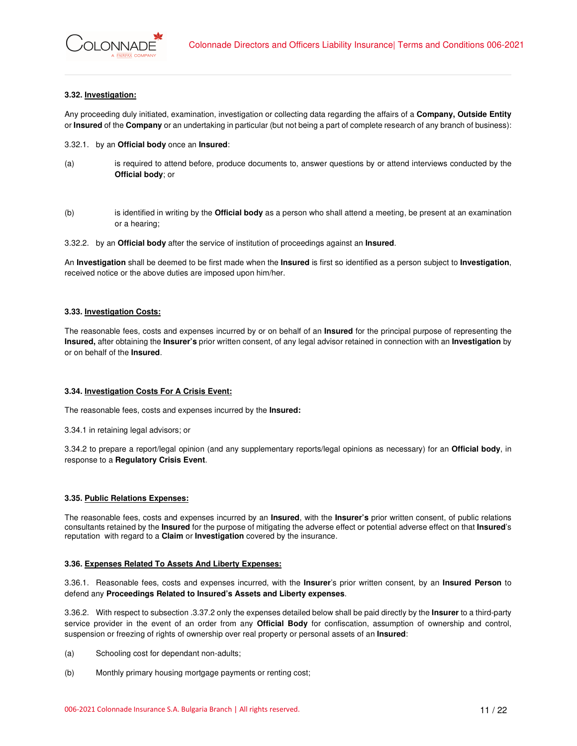### 3.32. Investigation:

Any proceeding duly initiated, examination, investigation or collecting data regarding the affairs of a **Company, Outside Entity** or **Insured** of the **Company** or an undertaking in particular (but not being a part of complete research of any branch of business):

3.32.1. by an **Official body** once an **Insured**:

(a) is required to attend before, produce documents to, answer questions by or attend interviews conducted by the **Official body**; or

(b) is identified in writing by the **Official body** as a person who shall attend a meeting, be present at an examination or a hearing;

3.32.2. by an **Official body** after the service of institution of proceedings against an **Insured**.

An **Investigation** shall be deemed to be first made when the **Insured** is first so identified as a person subject to **Investigation**, received notice or the above duties are imposed upon him/her.

### 3.33. Investigation Costs:

The reasonable fees, costs and expenses incurred by or on behalf of an **Insured** for the principal purpose of representing the **Insured,** after obtaining the **Insurer's** prior written consent, of any legal advisor retained in connection with an **Investigation** by or on behalf of the **Insured**.

### 3.34. Investigation Costs For A Crisis Event:

The reasonable fees, costs and expenses incurred by the **Insured:**

3.34.1 in retaining legal advisors; or

3.34.2 to prepare a report/legal opinion (and any supplementary reports/legal opinions as necessary) for an **Official body**, in response to a **Regulatory Crisis Event**.

### 3.35. Public Relations Expenses:

The reasonable fees, costs and expenses incurred by an **Insured**, with the **Insurer's** prior written consent, of public relations consultants retained by the **Insured** for the purpose of mitigating the adverse effect or potential adverse effect on that **Insured**'s reputation with regard to a **Claim** or **Investigation** covered by the insurance.

### 3.36. Expenses Related To Assets And Liberty Expenses:

3.36.1. Reasonable fees, costs and expenses incurred, with the **Insurer**'s prior written consent, by an **Insured Person** to defend any **Proceedings Related to Insured's Assets and Liberty expenses**.

3.36.2. With respect to subsection .3.37.2 only the expenses detailed below shall be paid directly by the **Insurer** to a third-party service provider in the event of an order from any **Official Body** for confiscation, assumption of ownership and control, suspension or freezing of rights of ownership over real property or personal assets of an **Insured**:

(a) Schooling cost for dependant non-adults;

(b) Monthly primary housing mortgage payments or renting cost;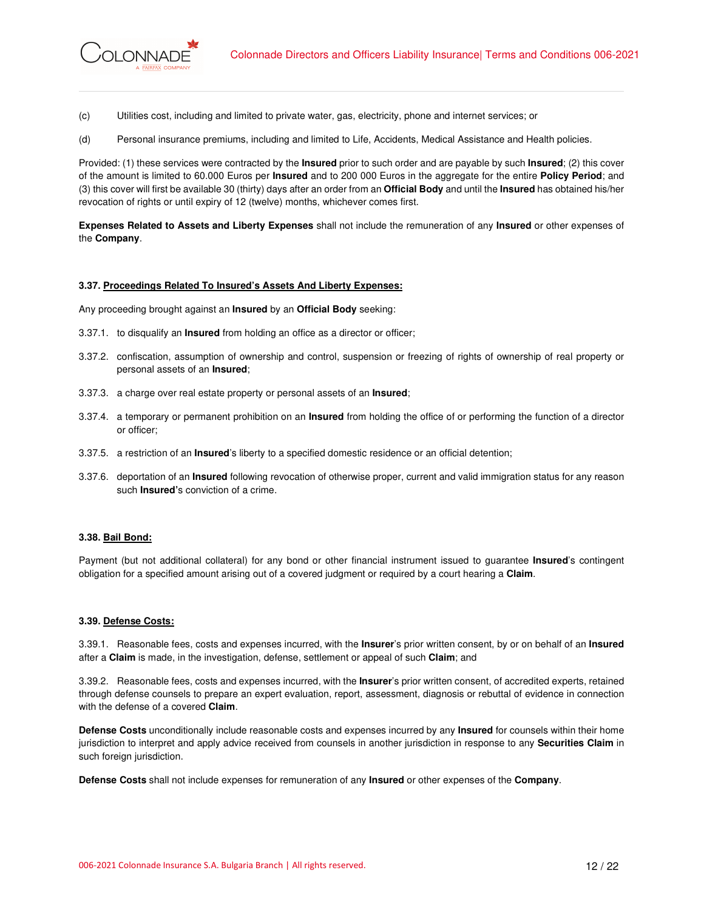(c) Utilities cost, including and limited to private water, gas, electricity, phone and internet services; or

(d) Personal insurance premiums, including and limited to Life, Accidents, Medical Assistance and Health policies.

Provided: (1) these services were contracted by the **Insured** prior to such order and are payable by such **Insured**; (2) this cover of the amount is limited to 60.000 Euros per **Insured** and to 200 000 Euros in the aggregate for the entire **Policy Period**; and (3) this cover will first be available 30 (thirty) days after an order from an **Official Body** and until the **Insured** has obtained his/her revocation of rights or until expiry of 12 (twelve) months, whichever comes first.

**Expenses Related to Assets and Liberty Expenses** shall not include the remuneration of any **Insured** or other expenses of the **Company**.

**3.37. <u>Proceedings Related To Insured's Assets And Liberty Expenses:</u>**

Any proceeding brought against an **Insured** by an **Official Body** seeking:

3.37.1. to disqualify an **Insured** from holding an office as a director or officer;

3.37.2. confiscation, assumption of ownership and control, suspension or freezing of rights of ownership of real property or personal assets of an **Insured**;

3.37.3. a charge over real estate property or personal assets of an **Insured**;

3.37.4. a temporary or permanent prohibition on an **Insured** from holding the office of or performing the function of a director or officer;

3.37.5. a restriction of an **Insured**'s liberty to a specified domestic residence or an official detention;

3.37.6. deportation of an **Insured** following revocation of otherwise proper, current and valid immigration status for any reason such **Insured**'s conviction of a crime.

**3.38. <u>Bail Bond:</u>**

Payment (but not additional collateral) for any bond or other financial instrument issued to guarantee **Insured**'s contingent obligation for a specified amount arising out of a covered judgment or required by a court hearing a **Claim**.

**3.39. <u>Defense Costs:</u>**

3.39.1. Reasonable fees, costs and expenses incurred, with the **Insurer**'s prior written consent, by or on behalf of an **Insured** after a **Claim** is made, in the investigation, defense, settlement or appeal of such **Claim**; and

3.39.2. Reasonable fees, costs and expenses incurred, with the **Insurer**'s prior written consent, of accredited experts, retained through defense counsels to prepare an expert evaluation, report, assessment, diagnosis or rebuttal of evidence in connection with the defense of a covered **Claim**.

**Defense Costs** unconditionally include reasonable costs and expenses incurred by any **Insured** for counsels within their home jurisdiction to interpret and apply advice received from counsels in another jurisdiction in response to any **Securities Claim** in such foreign jurisdiction.

**Defense Costs** shall not include expenses for remuneration of any **Insured** or other expenses of the **Company**.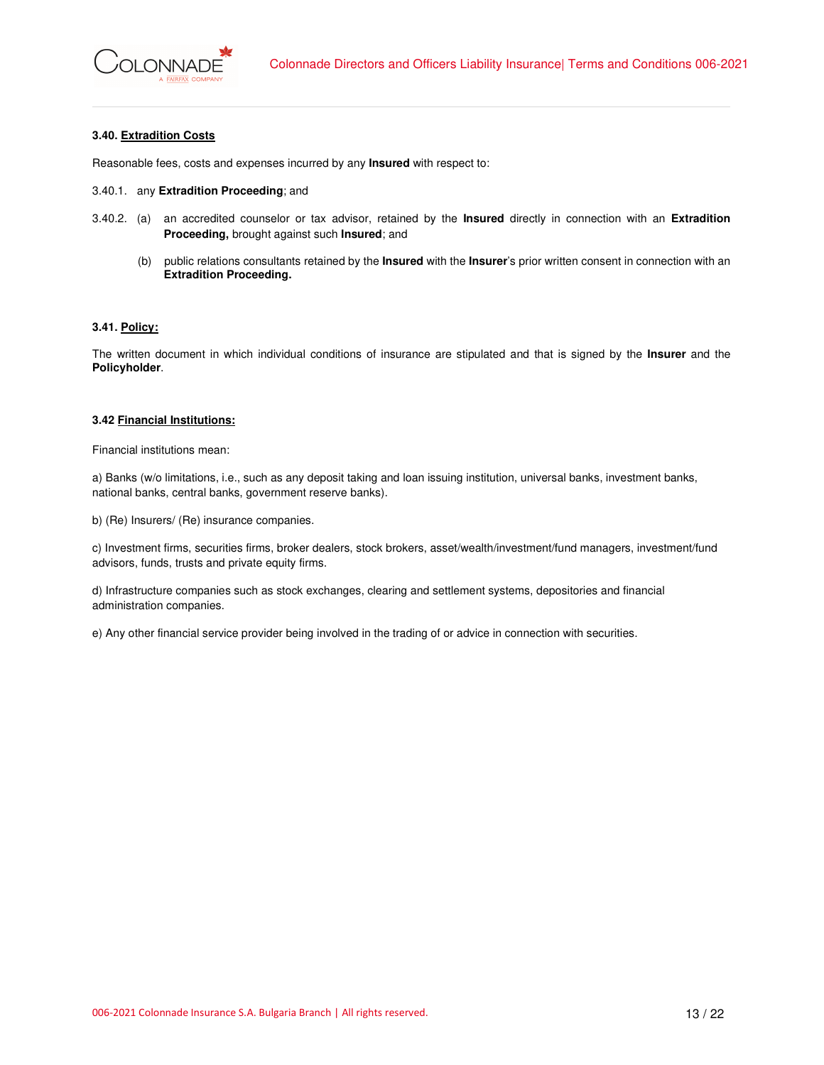**3.40. Extradition Costs**

Reasonable fees, costs and expenses incurred by any **Insured** with respect to:

3.40.1. any **Extradition Proceeding**; and

3.40.2. (a) an accredited counselor or tax advisor, retained by the **Insured** directly in connection with an **Extradition Proceeding,** brought against such **Insured**; and

(b) public relations consultants retained by the **Insured** with the **Insurer**'s prior written consent in connection with an **Extradition Proceeding.**

**3.41. Policy:**

The written document in which individual conditions of insurance are stipulated and that is signed by the **Insurer** and the **Policyholder**.

**3.42 Financial Institutions:**

Financial institutions mean:

a) Banks (w/o limitations, i.e., such as any deposit taking and loan issuing institution, universal banks, investment banks, national banks, central banks, government reserve banks).

b) (Re) Insurers/ (Re) insurance companies.

c) Investment firms, securities firms, broker dealers, stock brokers, asset/wealth/investment/fund managers, investment/fund advisors, funds, trusts and private equity firms.

d) Infrastructure companies such as stock exchanges, clearing and settlement systems, depositories and financial administration companies.

e) Any other financial service provider being involved in the trading of or advice in connection with securities.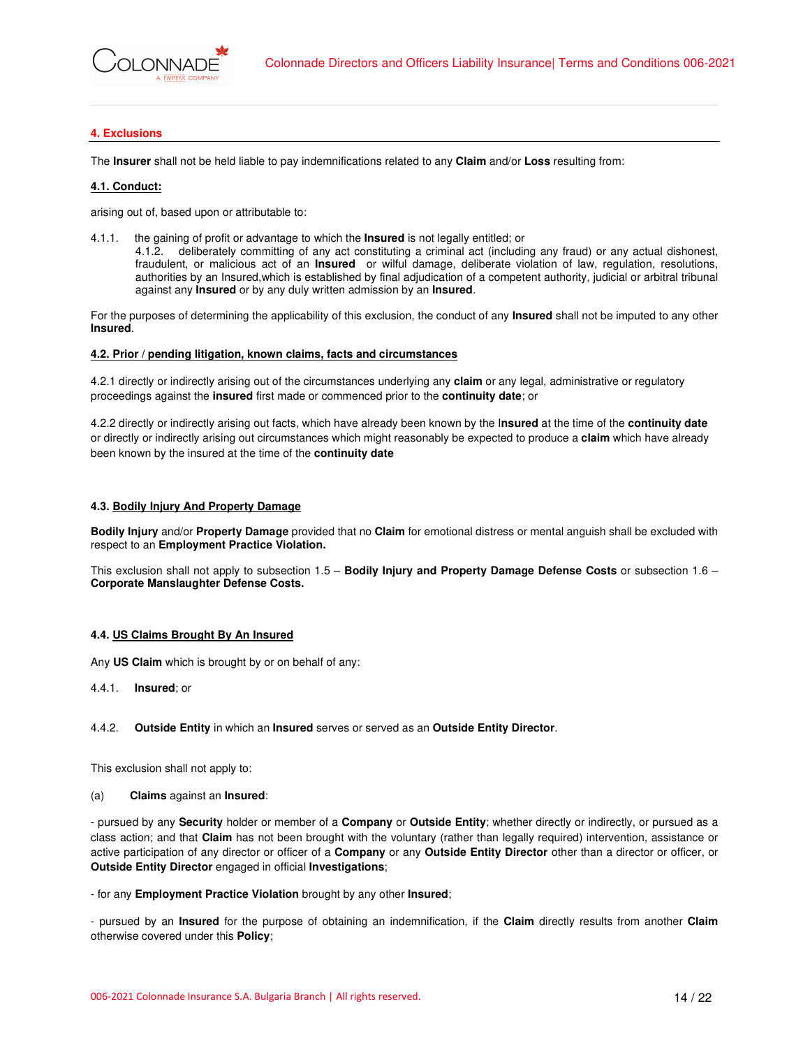## 4. Exclusions

The **Insurer** shall not be held liable to pay indemnifications related to any **Claim** and/or **Loss** resulting from:

### 4.1. Conduct:

arising out of, based upon or attributable to:

4.1.1. the gaining of profit or advantage to which the **Insured** is not legally entitled; or
4.1.2. deliberately committing of any act constituting a criminal act (including any fraud) or any actual dishonest, fraudulent, or malicious act of an **Insured** or wilful damage, deliberate violation of law, regulation, resolutions, authorities by an Insured,which is established by final adjudication of a competent authority, judicial or arbitral tribunal against any **Insured** or by any duly written admission by an **Insured**.

For the purposes of determining the applicability of this exclusion, the conduct of any **Insured** shall not be imputed to any other **Insured**.

### 4.2. Prior / pending litigation, known claims, facts and circumstances

4.2.1 directly or indirectly arising out of the circumstances underlying any **claim** or any legal, administrative or regulatory proceedings against the **insured** first made or commenced prior to the **continuity date**; or

4.2.2 directly or indirectly arising out facts, which have already been known by the I**nsured** at the time of the **continuity date** or directly or indirectly arising out circumstances which might reasonably be expected to produce a **claim** which have already been known by the insured at the time of the **continuity date**

### 4.3. Bodily Injury And Property Damage

**Bodily Injury** and/or **Property Damage** provided that no **Claim** for emotional distress or mental anguish shall be excluded with respect to an **Employment Practice Violation.**

This exclusion shall not apply to subsection 1.5 – **Bodily Injury and Property Damage Defense Costs** or subsection 1.6 – **Corporate Manslaughter Defense Costs.**

### 4.4. US Claims Brought By An Insured

Any **US Claim** which is brought by or on behalf of any:

4.4.1. **Insured**; or

4.4.2. **Outside Entity** in which an **Insured** serves or served as an **Outside Entity Director**.

This exclusion shall not apply to:

(a) **Claims** against an **Insured**:

- pursued by any **Security** holder or member of a **Company** or **Outside Entity**; whether directly or indirectly, or pursued as a class action; and that **Claim** has not been brought with the voluntary (rather than legally required) intervention, assistance or active participation of any director or officer of a **Company** or any **Outside Entity Director** other than a director or officer, or **Outside Entity Director** engaged in official **Investigations**;

- for any **Employment Practice Violation** brought by any other **Insured**;

- pursued by an **Insured** for the purpose of obtaining an indemnification, if the **Claim** directly results from another **Claim** otherwise covered under this **Policy**;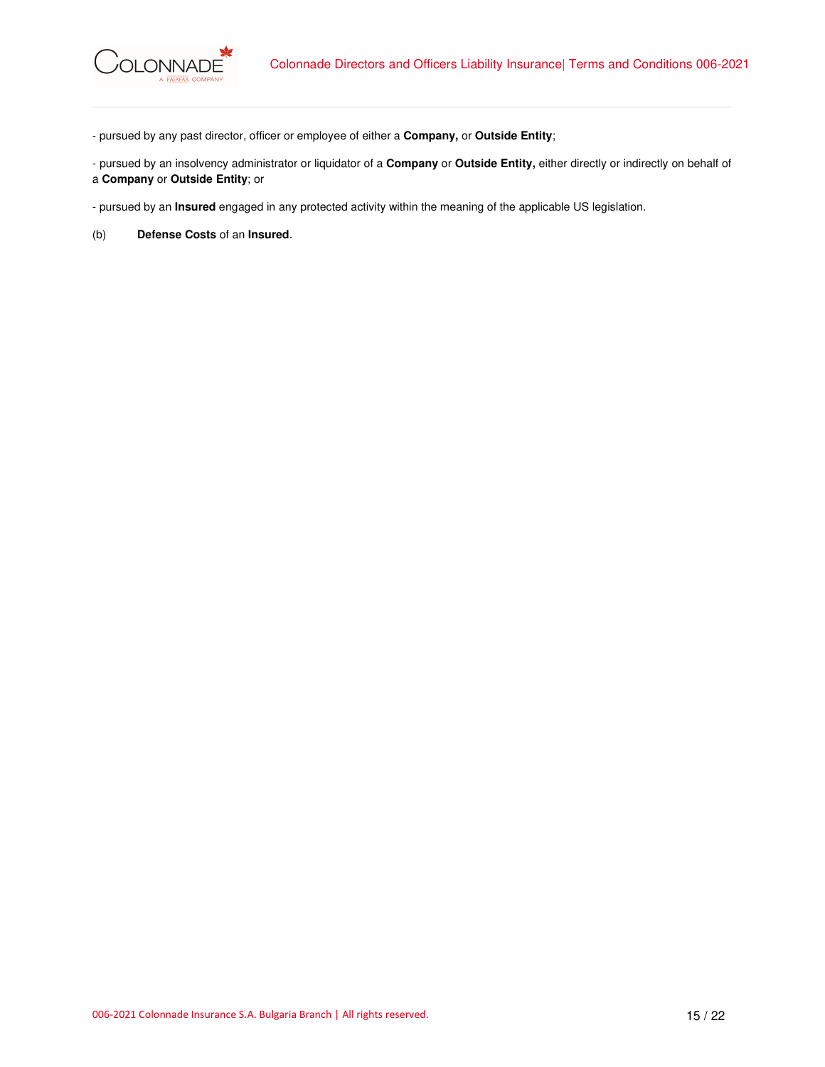- pursued by any past director, officer or employee of either a **Company,** or **Outside Entity**;

- pursued by an insolvency administrator or liquidator of a **Company** or **Outside Entity,** either directly or indirectly on behalf of a **Company** or **Outside Entity**; or

- pursued by an **Insured** engaged in any protected activity within the meaning of the applicable US legislation.

(b) **Defense Costs** of an **Insured**.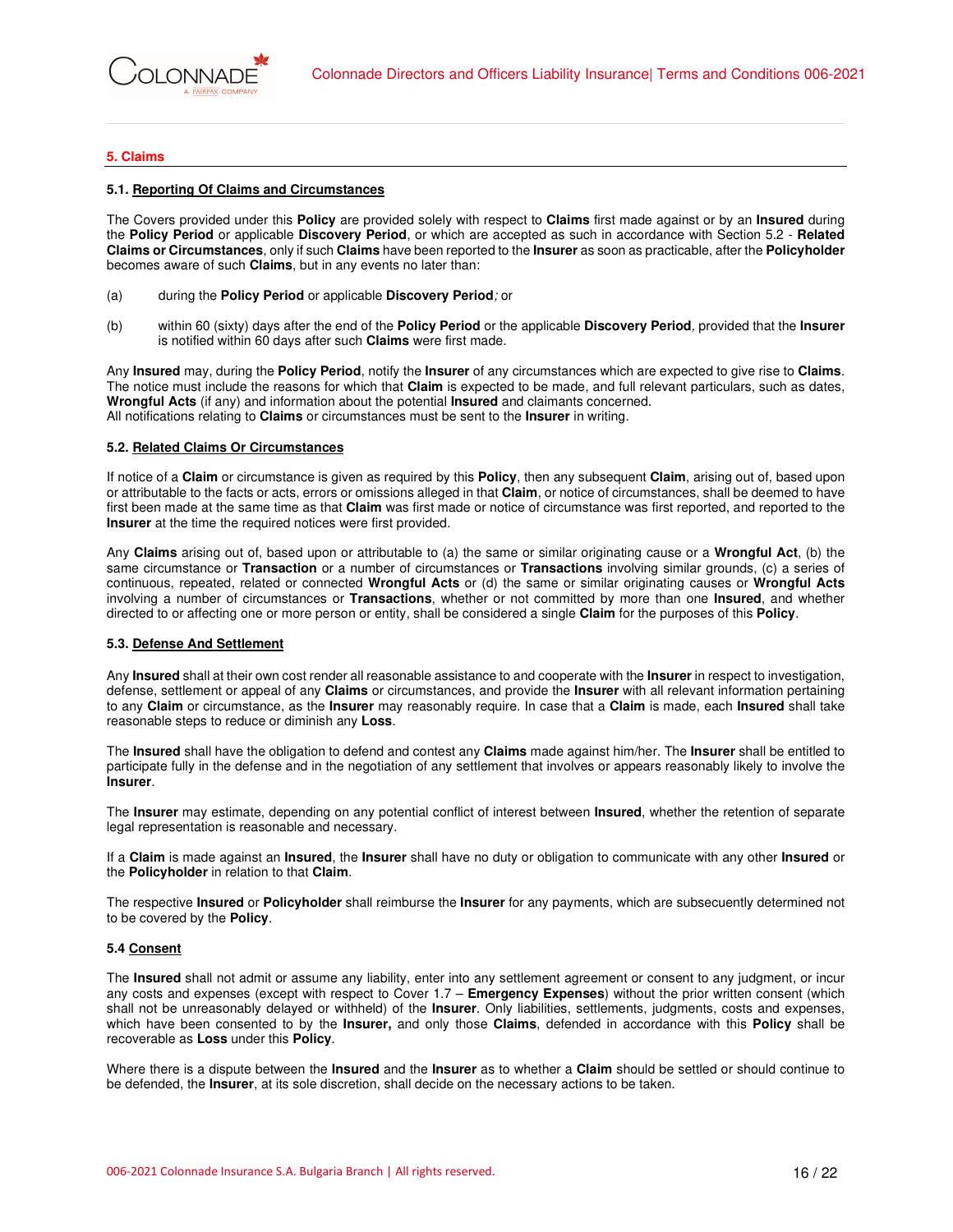## 5. Claims

### 5.1. Reporting Of Claims and Circumstances

The Covers provided under this **Policy** are provided solely with respect to **Claims** first made against or by an **Insured** during the **Policy Period** or applicable **Discovery Period**, or which are accepted as such in accordance with Section 5.2 - **Related Claims or Circumstances**, only if such **Claims** have been reported to the **Insurer** as soon as practicable, after the **Policyholder** becomes aware of such **Claims**, but in any events no later than:

(a) during the **Policy Period** or applicable **Discovery Period**; or

(b) within 60 (sixty) days after the end of the **Policy Period** or the applicable **Discovery Period**, provided that the **Insurer** is notified within 60 days after such **Claims** were first made.

Any **Insured** may, during the **Policy Period**, notify the **Insurer** of any circumstances which are expected to give rise to **Claims**. The notice must include the reasons for which that **Claim** is expected to be made, and full relevant particulars, such as dates, **Wrongful Acts** (if any) and information about the potential **Insured** and claimants concerned.
All notifications relating to **Claims** or circumstances must be sent to the **Insurer** in writing.

### 5.2. Related Claims Or Circumstances

If notice of a **Claim** or circumstance is given as required by this **Policy**, then any subsequent **Claim**, arising out of, based upon or attributable to the facts or acts, errors or omissions alleged in that **Claim**, or notice of circumstances, shall be deemed to have first been made at the same time as that **Claim** was first made or notice of circumstance was first reported, and reported to the **Insurer** at the time the required notices were first provided.

Any **Claims** arising out of, based upon or attributable to (a) the same or similar originating cause or a **Wrongful Act**, (b) the same circumstance or **Transaction** or a number of circumstances or **Transactions** involving similar grounds, (c) a series of continuous, repeated, related or connected **Wrongful Acts** or (d) the same or similar originating causes or **Wrongful Acts** involving a number of circumstances or **Transactions**, whether or not committed by more than one **Insured**, and whether directed to or affecting one or more person or entity, shall be considered a single **Claim** for the purposes of this **Policy**.

### 5.3. Defense And Settlement

Any **Insured** shall at their own cost render all reasonable assistance to and cooperate with the **Insurer** in respect to investigation, defense, settlement or appeal of any **Claims** or circumstances, and provide the **Insurer** with all relevant information pertaining to any **Claim** or circumstance, as the **Insurer** may reasonably require. In case that a **Claim** is made, each **Insured** shall take reasonable steps to reduce or diminish any **Loss**.

The **Insured** shall have the obligation to defend and contest any **Claims** made against him/her. The **Insurer** shall be entitled to participate fully in the defense and in the negotiation of any settlement that involves or appears reasonably likely to involve the **Insurer**.

The **Insurer** may estimate, depending on any potential conflict of interest between **Insured**, whether the retention of separate legal representation is reasonable and necessary.

If a **Claim** is made against an **Insured**, the **Insurer** shall have no duty or obligation to communicate with any other **Insured** or the **Policyholder** in relation to that **Claim**.

The respective **Insured** or **Policyholder** shall reimburse the **Insurer** for any payments, which are subsecuently determined not to be covered by the **Policy**.

### 5.4 Consent

The **Insured** shall not admit or assume any liability, enter into any settlement agreement or consent to any judgment, or incur any costs and expenses (except with respect to Cover 1.7 – **Emergency Expenses**) without the prior written consent (which shall not be unreasonably delayed or withheld) of the **Insurer**. Only liabilities, settlements, judgments, costs and expenses, which have been consented to by the **Insurer,** and only those **Claims**, defended in accordance with this **Policy** shall be recoverable as **Loss** under this **Policy**.

Where there is a dispute between the **Insured** and the **Insurer** as to whether a **Claim** should be settled or should continue to be defended, the **Insurer**, at its sole discretion, shall decide on the necessary actions to be taken.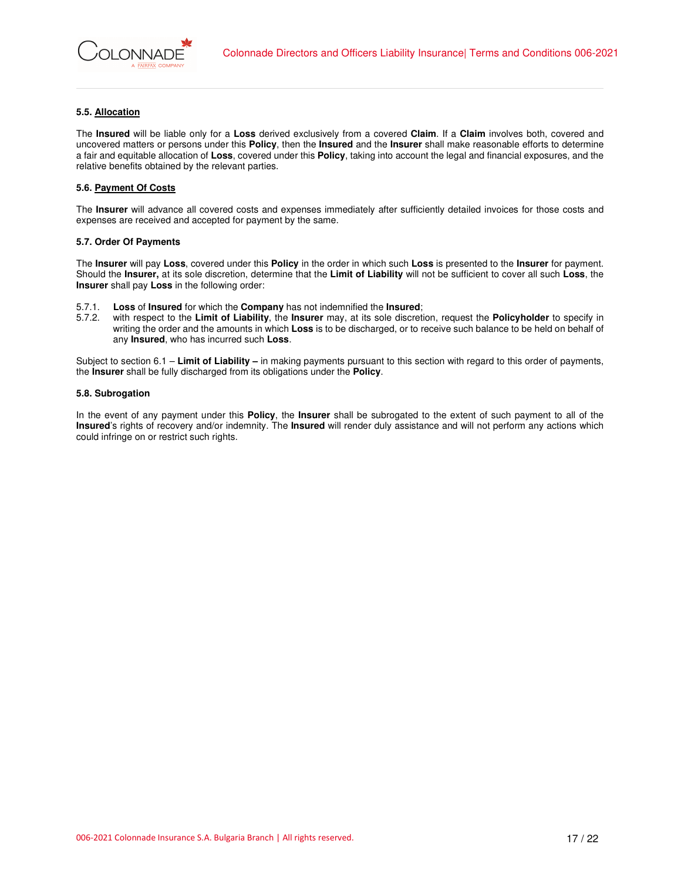#### 5.5. Allocation

The **Insured** will be liable only for a **Loss** derived exclusively from a covered **Claim**. If a **Claim** involves both, covered and uncovered matters or persons under this **Policy**, then the **Insured** and the **Insurer** shall make reasonable efforts to determine a fair and equitable allocation of **Loss**, covered under this **Policy**, taking into account the legal and financial exposures, and the relative benefits obtained by the relevant parties.

#### 5.6. Payment Of Costs

The **Insurer** will advance all covered costs and expenses immediately after sufficiently detailed invoices for those costs and expenses are received and accepted for payment by the same.

#### 5.7. Order Of Payments

The **Insurer** will pay **Loss**, covered under this **Policy** in the order in which such **Loss** is presented to the **Insurer** for payment. Should the **Insurer,** at its sole discretion, determine that the **Limit of Liability** will not be sufficient to cover all such **Loss**, the **Insurer** shall pay **Loss** in the following order:

5.7.1. **Loss** of **Insured** for which the **Company** has not indemnified the **Insured**;

5.7.2. with respect to the **Limit of Liability**, the **Insurer** may, at its sole discretion, request the **Policyholder** to specify in writing the order and the amounts in which **Loss** is to be discharged, or to receive such balance to be held on behalf of any **Insured**, who has incurred such **Loss**.

Subject to section 6.1 – **Limit of Liability –** in making payments pursuant to this section with regard to this order of payments, the **Insurer** shall be fully discharged from its obligations under the **Policy**.

#### 5.8. Subrogation

In the event of any payment under this **Policy**, the **Insurer** shall be subrogated to the extent of such payment to all of the **Insured**'s rights of recovery and/or indemnity. The **Insured** will render duly assistance and will not perform any actions which could infringe on or restrict such rights.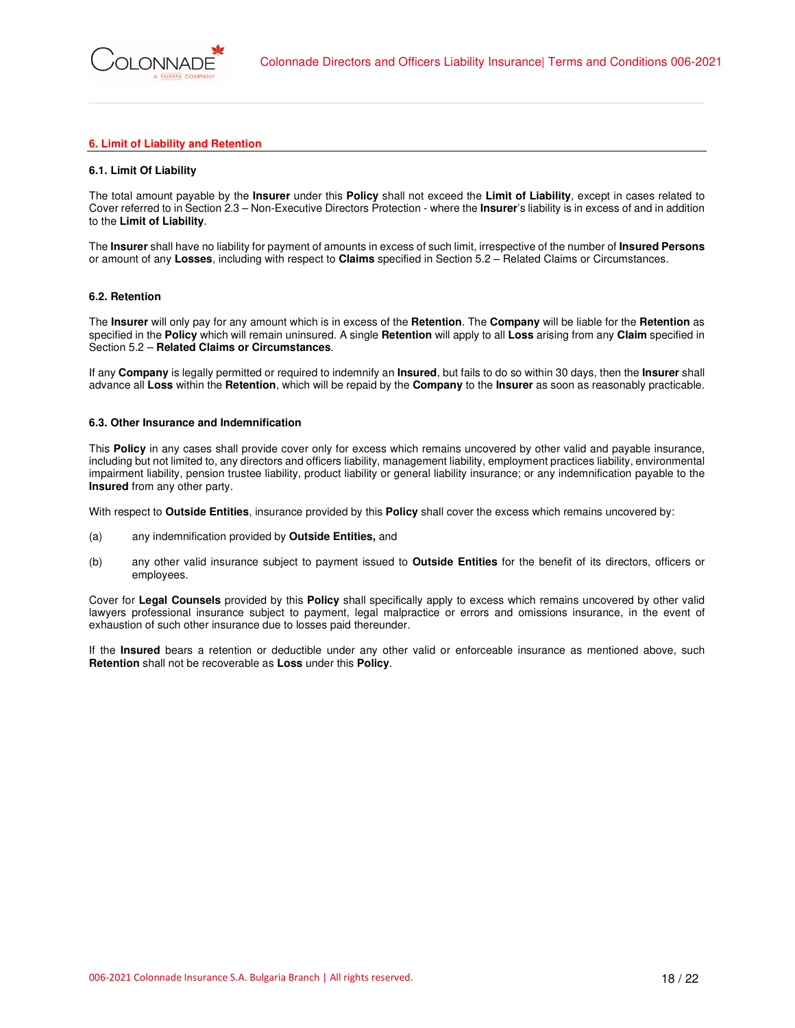## 6. Limit of Liability and Retention

### 6.1. Limit Of Liability

The total amount payable by the **Insurer** under this **Policy** shall not exceed the **Limit of Liability**, except in cases related to Cover referred to in Section 2.3 – Non-Executive Directors Protection - where the **Insurer**'s liability is in excess of and in addition to the **Limit of Liability**.

The **Insurer** shall have no liability for payment of amounts in excess of such limit, irrespective of the number of **Insured Persons** or amount of any **Losses**, including with respect to **Claims** specified in Section 5.2 – Related Claims or Circumstances.

### 6.2. Retention

The **Insurer** will only pay for any amount which is in excess of the **Retention**. The **Company** will be liable for the **Retention** as specified in the **Policy** which will remain uninsured. A single **Retention** will apply to all **Loss** arising from any **Claim** specified in Section 5.2 – **Related Claims or Circumstances**.

If any **Company** is legally permitted or required to indemnify an **Insured**, but fails to do so within 30 days, then the **Insurer** shall advance all **Loss** within the **Retention**, which will be repaid by the **Company** to the **Insurer** as soon as reasonably practicable.

### 6.3. Other Insurance and Indemnification

This **Policy** in any cases shall provide cover only for excess which remains uncovered by other valid and payable insurance, including but not limited to, any directors and officers liability, management liability, employment practices liability, environmental impairment liability, pension trustee liability, product liability or general liability insurance; or any indemnification payable to the **Insured** from any other party.

With respect to **Outside Entities**, insurance provided by this **Policy** shall cover the excess which remains uncovered by:

(a) any indemnification provided by **Outside Entities,** and

(b) any other valid insurance subject to payment issued to **Outside Entities** for the benefit of its directors, officers or employees.

Cover for **Legal Counsels** provided by this **Policy** shall specifically apply to excess which remains uncovered by other valid lawyers professional insurance subject to payment, legal malpractice or errors and omissions insurance, in the event of exhaustion of such other insurance due to losses paid thereunder.

If the **Insured** bears a retention or deductible under any other valid or enforceable insurance as mentioned above, such **Retention** shall not be recoverable as **Loss** under this **Policy**.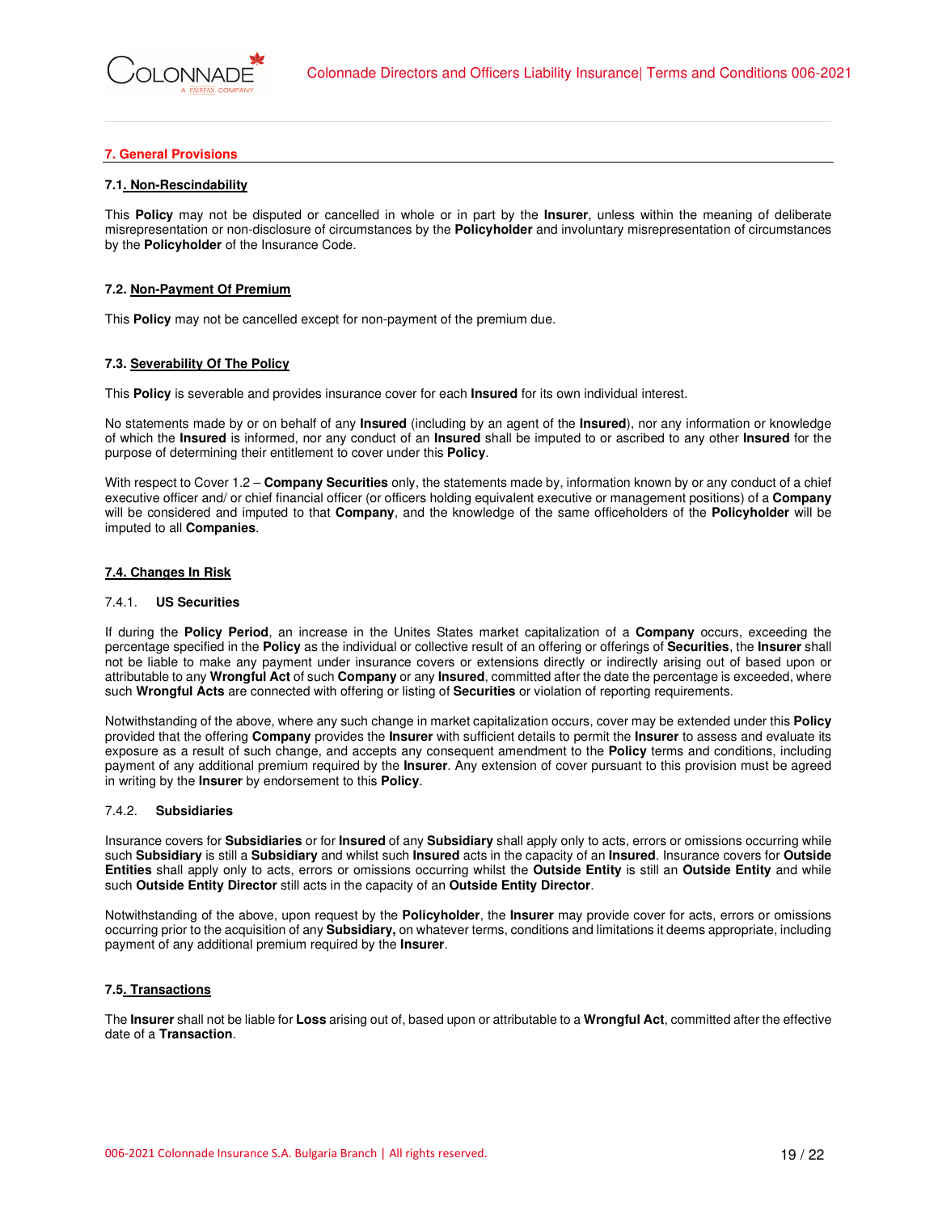## 7. General Provisions

### 7.1. Non-Rescindability

This **Policy** may not be disputed or cancelled in whole or in part by the **Insurer**, unless within the meaning of deliberate misrepresentation or non-disclosure of circumstances by the **Policyholder** and involuntary misrepresentation of circumstances by the **Policyholder** of the Insurance Code.

### 7.2. Non-Payment Of Premium

This **Policy** may not be cancelled except for non-payment of the premium due.

### 7.3. Severability Of The Policy

This **Policy** is severable and provides insurance cover for each **Insured** for its own individual interest.

No statements made by or on behalf of any **Insured** (including by an agent of the **Insured**), nor any information or knowledge of which the **Insured** is informed, nor any conduct of an **Insured** shall be imputed to or ascribed to any other **Insured** for the purpose of determining their entitlement to cover under this **Policy**.

With respect to Cover 1.2 – **Company Securities** only, the statements made by, information known by or any conduct of a chief executive officer and/ or chief financial officer (or officers holding equivalent executive or management positions) of a **Company** will be considered and imputed to that **Company**, and the knowledge of the same officeholders of the **Policyholder** will be imputed to all **Companies**.

### 7.4. Changes In Risk

#### 7.4.1. US Securities

If during the **Policy Period**, an increase in the Unites States market capitalization of a **Company** occurs, exceeding the percentage specified in the **Policy** as the individual or collective result of an offering or offerings of **Securities**, the **Insurer** shall not be liable to make any payment under insurance covers or extensions directly or indirectly arising out of based upon or attributable to any **Wrongful Act** of such **Company** or any **Insured**, committed after the date the percentage is exceeded, where such **Wrongful Acts** are connected with offering or listing of **Securities** or violation of reporting requirements.

Notwithstanding of the above, where any such change in market capitalization occurs, cover may be extended under this **Policy** provided that the offering **Company** provides the **Insurer** with sufficient details to permit the **Insurer** to assess and evaluate its exposure as a result of such change, and accepts any consequent amendment to the **Policy** terms and conditions, including payment of any additional premium required by the **Insurer**. Any extension of cover pursuant to this provision must be agreed in writing by the **Insurer** by endorsement to this **Policy**.

#### 7.4.2. Subsidiaries

Insurance covers for **Subsidiaries** or for **Insured** of any **Subsidiary** shall apply only to acts, errors or omissions occurring while such **Subsidiary** is still a **Subsidiary** and whilst such **Insured** acts in the capacity of an **Insured**. Insurance covers for **Outside Entities** shall apply only to acts, errors or omissions occurring whilst the **Outside Entity** is still an **Outside Entity** and while such **Outside Entity Director** still acts in the capacity of an **Outside Entity Director**.

Notwithstanding of the above, upon request by the **Policyholder**, the **Insurer** may provide cover for acts, errors or omissions occurring prior to the acquisition of any **Subsidiary,** on whatever terms, conditions and limitations it deems appropriate, including payment of any additional premium required by the **Insurer**.

### 7.5. Transactions

The **Insurer** shall not be liable for **Loss** arising out of, based upon or attributable to a **Wrongful Act**, committed after the effective date of a **Transaction**.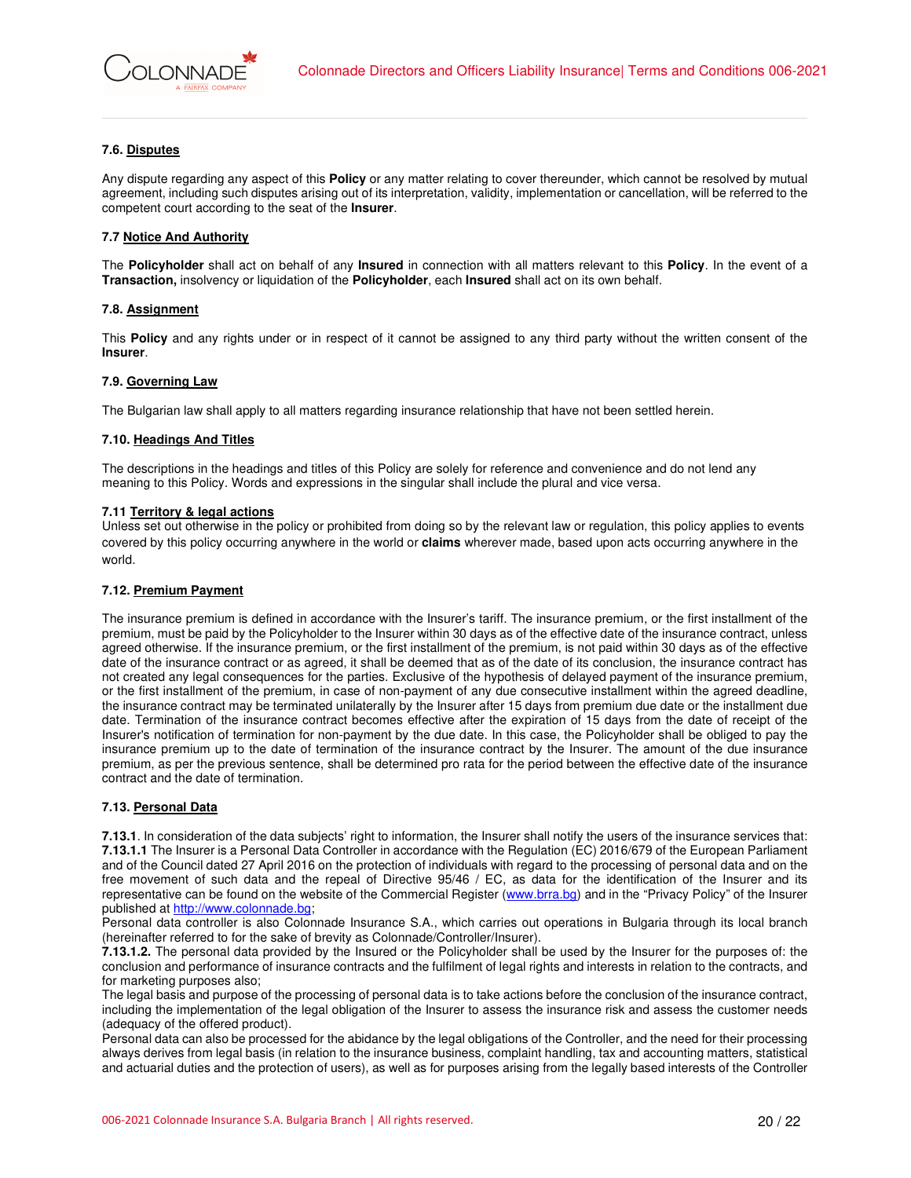### 7.6. Disputes

Any dispute regarding any aspect of this **Policy** or any matter relating to cover thereunder, which cannot be resolved by mutual agreement, including such disputes arising out of its interpretation, validity, implementation or cancellation, will be referred to the competent court according to the seat of the **Insurer**.

### 7.7 Notice And Authority

The **Policyholder** shall act on behalf of any **Insured** in connection with all matters relevant to this **Policy**. In the event of a **Transaction,** insolvency or liquidation of the **Policyholder**, each **Insured** shall act on its own behalf.

### 7.8. Assignment

This **Policy** and any rights under or in respect of it cannot be assigned to any third party without the written consent of the **Insurer**.

### 7.9. Governing Law

The Bulgarian law shall apply to all matters regarding insurance relationship that have not been settled herein.

### 7.10. Headings And Titles

The descriptions in the headings and titles of this Policy are solely for reference and convenience and do not lend any meaning to this Policy. Words and expressions in the singular shall include the plural and vice versa.

### 7.11 Territory & legal actions

Unless set out otherwise in the policy or prohibited from doing so by the relevant law or regulation, this policy applies to events covered by this policy occurring anywhere in the world or **claims** wherever made, based upon acts occurring anywhere in the world.

### 7.12. Premium Payment

The insurance premium is defined in accordance with the Insurer's tariff. The insurance premium, or the first installment of the premium, must be paid by the Policyholder to the Insurer within 30 days as of the effective date of the insurance contract, unless agreed otherwise. If the insurance premium, or the first installment of the premium, is not paid within 30 days as of the effective date of the insurance contract or as agreed, it shall be deemed that as of the date of its conclusion, the insurance contract has not created any legal consequences for the parties. Exclusive of the hypothesis of delayed payment of the insurance premium, or the first installment of the premium, in case of non-payment of any due consecutive installment within the agreed deadline, the insurance contract may be terminated unilaterally by the Insurer after 15 days from premium due date or the installment due date. Termination of the insurance contract becomes effective after the expiration of 15 days from the date of receipt of the Insurer's notification of termination for non-payment by the due date. In this case, the Policyholder shall be obliged to pay the insurance premium up to the date of termination of the insurance contract by the Insurer. The amount of the due insurance premium, as per the previous sentence, shall be determined pro rata for the period between the effective date of the insurance contract and the date of termination.

### 7.13. Personal Data

**7.13.1**. In consideration of the data subjects' right to information, the Insurer shall notify the users of the insurance services that:
**7.13.1.1** The Insurer is a Personal Data Controller in accordance with the Regulation (EC) 2016/679 of the European Parliament and of the Council dated 27 April 2016 on the protection of individuals with regard to the processing of personal data and on the free movement of such data and the repeal of Directive 95/46 / EC, as data for the identification of the Insurer and its representative can be found on the website of the Commercial Register (www.brra.bg) and in the "Privacy Policy" of the Insurer published at http://www.colonnade.bg;
Personal data controller is also Colonnade Insurance S.A., which carries out operations in Bulgaria through its local branch (hereinafter referred to for the sake of brevity as Colonnade/Controller/Insurer).
**7.13.1.2.** The personal data provided by the Insured or the Policyholder shall be used by the Insurer for the purposes of: the conclusion and performance of insurance contracts and the fulfilment of legal rights and interests in relation to the contracts, and for marketing purposes also;
The legal basis and purpose of the processing of personal data is to take actions before the conclusion of the insurance contract, including the implementation of the legal obligation of the Insurer to assess the insurance risk and assess the customer needs (adequacy of the offered product).
Personal data can also be processed for the abidance by the legal obligations of the Controller, and the need for their processing always derives from legal basis (in relation to the insurance business, complaint handling, tax and accounting matters, statistical and actuarial duties and the protection of users), as well as for purposes arising from the legally based interests of the Controller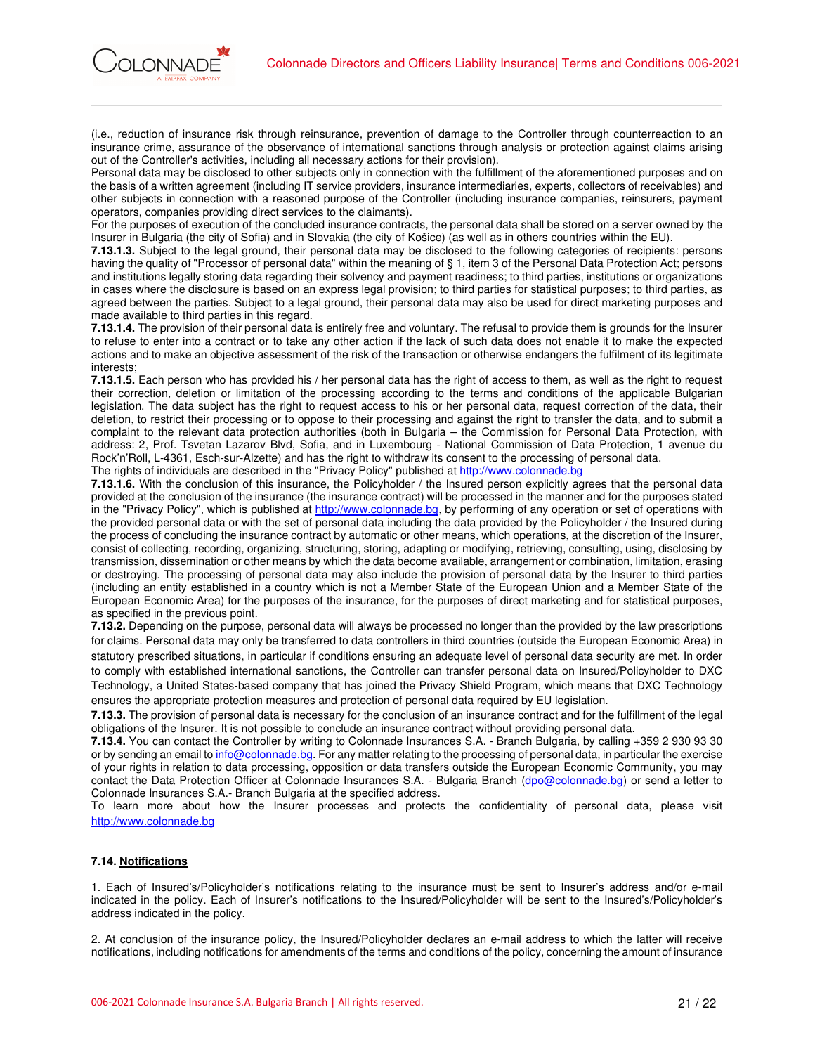(i.e., reduction of insurance risk through reinsurance, prevention of damage to the Controller through counterreaction to an insurance crime, assurance of the observance of international sanctions through analysis or protection against claims arising out of the Controller's activities, including all necessary actions for their provision).

Personal data may be disclosed to other subjects only in connection with the fulfillment of the aforementioned purposes and on the basis of a written agreement (including IT service providers, insurance intermediaries, experts, collectors of receivables) and other subjects in connection with a reasoned purpose of the Controller (including insurance companies, reinsurers, payment operators, companies providing direct services to the claimants).

For the purposes of execution of the concluded insurance contracts, the personal data shall be stored on a server owned by the Insurer in Bulgaria (the city of Sofia) and in Slovakia (the city of Košice) (as well as in others countries within the EU).

**7.13.1.3.** Subject to the legal ground, their personal data may be disclosed to the following categories of recipients: persons having the quality of "Processor of personal data" within the meaning of § 1, item 3 of the Personal Data Protection Act; persons and institutions legally storing data regarding their solvency and payment readiness; to third parties, institutions or organizations in cases where the disclosure is based on an express legal provision; to third parties for statistical purposes; to third parties, as agreed between the parties. Subject to a legal ground, their personal data may also be used for direct marketing purposes and made available to third parties in this regard.

**7.13.1.4.** The provision of their personal data is entirely free and voluntary. The refusal to provide them is grounds for the Insurer to refuse to enter into a contract or to take any other action if the lack of such data does not enable it to make the expected actions and to make an objective assessment of the risk of the transaction or otherwise endangers the fulfilment of its legitimate interests;

**7.13.1.5.** Each person who has provided his / her personal data has the right of access to them, as well as the right to request their correction, deletion or limitation of the processing according to the terms and conditions of the applicable Bulgarian legislation. The data subject has the right to request access to his or her personal data, request correction of the data, their deletion, to restrict their processing or to oppose to their processing and against the right to transfer the data, and to submit a complaint to the relevant data protection authorities (both in Bulgaria – the Commission for Personal Data Protection, with address: 2, Prof. Tsvetan Lazarov Blvd, Sofia, and in Luxembourg - National Commission of Data Protection, 1 avenue du Rock'n'Roll, L-4361, Esch-sur-Alzette) and has the right to withdraw its consent to the processing of personal data.

The rights of individuals are described in the "Privacy Policy" published at http://www.colonnade.bg

**7.13.1.6.** With the conclusion of this insurance, the Policyholder / the Insured person explicitly agrees that the personal data provided at the conclusion of the insurance (the insurance contract) will be processed in the manner and for the purposes stated in the "Privacy Policy", which is published at http://www.colonnade.bg, by performing of any operation or set of operations with the provided personal data or with the set of personal data including the data provided by the Policyholder / the Insured during the process of concluding the insurance contract by automatic or other means, which operations, at the discretion of the Insurer, consist of collecting, recording, organizing, structuring, storing, adapting or modifying, retrieving, consulting, using, disclosing by transmission, dissemination or other means by which the data become available, arrangement or combination, limitation, erasing or destroying. The processing of personal data may also include the provision of personal data by the Insurer to third parties (including an entity established in a country which is not a Member State of the European Union and a Member State of the European Economic Area) for the purposes of the insurance, for the purposes of direct marketing and for statistical purposes, as specified in the previous point.

**7.13.2.** Depending on the purpose, personal data will always be processed no longer than the provided by the law prescriptions for claims. Personal data may only be transferred to data controllers in third countries (outside the European Economic Area) in statutory prescribed situations, in particular if conditions ensuring an adequate level of personal data security are met. In order to comply with established international sanctions, the Controller can transfer personal data on Insured/Policyholder to DXC Technology, a United States-based company that has joined the Privacy Shield Program, which means that DXC Technology ensures the appropriate protection measures and protection of personal data required by EU legislation.

**7.13.3.** The provision of personal data is necessary for the conclusion of an insurance contract and for the fulfillment of the legal obligations of the Insurer. It is not possible to conclude an insurance contract without providing personal data.

**7.13.4.** You can contact the Controller by writing to Colonnade Insurances S.A. - Branch Bulgaria, by calling +359 2 930 93 30 or by sending an email to info@colonnade.bg. For any matter relating to the processing of personal data, in particular the exercise of your rights in relation to data processing, opposition or data transfers outside the European Economic Community, you may contact the Data Protection Officer at Colonnade Insurances S.A. - Bulgaria Branch (dpo@colonnade.bg) or send a letter to Colonnade Insurances S.A.- Branch Bulgaria at the specified address.

To learn more about how the Insurer processes and protects the confidentiality of personal data, please visit http://www.colonnade.bg

#### 7.14. Notifications

1. Each of Insured's/Policyholder's notifications relating to the insurance must be sent to Insurer's address and/or e-mail indicated in the policy. Each of Insurer's notifications to the Insured/Policyholder will be sent to the Insured's/Policyholder's address indicated in the policy.

2. At conclusion of the insurance policy, the Insured/Policyholder declares an e-mail address to which the latter will receive notifications, including notifications for amendments of the terms and conditions of the policy, concerning the amount of insurance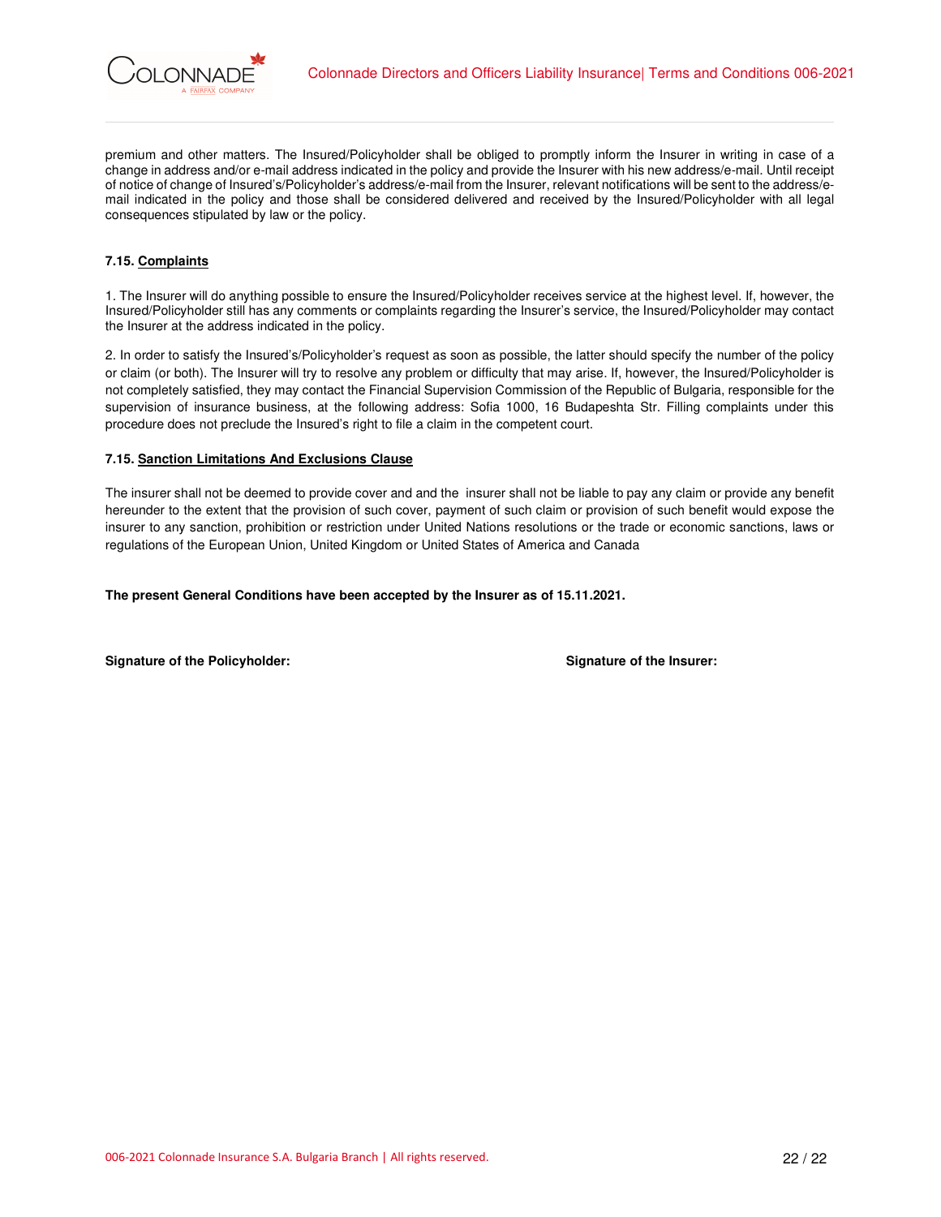premium and other matters. The Insured/Policyholder shall be obliged to promptly inform the Insurer in writing in case of a change in address and/or e-mail address indicated in the policy and provide the Insurer with his new address/e-mail. Until receipt of notice of change of Insured's/Policyholder's address/e-mail from the Insurer, relevant notifications will be sent to the address/e-mail indicated in the policy and those shall be considered delivered and received by the Insured/Policyholder with all legal consequences stipulated by law or the policy.

### 7.15. Complaints

1. The Insurer will do anything possible to ensure the Insured/Policyholder receives service at the highest level. If, however, the Insured/Policyholder still has any comments or complaints regarding the Insurer's service, the Insured/Policyholder may contact the Insurer at the address indicated in the policy.

2. In order to satisfy the Insured's/Policyholder's request as soon as possible, the latter should specify the number of the policy or claim (or both). The Insurer will try to resolve any problem or difficulty that may arise. If, however, the Insured/Policyholder is not completely satisfied, they may contact the Financial Supervision Commission of the Republic of Bulgaria, responsible for the supervision of insurance business, at the following address: Sofia 1000, 16 Budapeshta Str. Filling complaints under this procedure does not preclude the Insured's right to file a claim in the competent court.

### 7.15. Sanction Limitations And Exclusions Clause

The insurer shall not be deemed to provide cover and and the insurer shall not be liable to pay any claim or provide any benefit hereunder to the extent that the provision of such cover, payment of such claim or provision of such benefit would expose the insurer to any sanction, prohibition or restriction under United Nations resolutions or the trade or economic sanctions, laws or regulations of the European Union, United Kingdom or United States of America and Canada

**The present General Conditions have been accepted by the Insurer as of 15.11.2021.**

**Signature of the Policyholder:**

**Signature of the Insurer:**